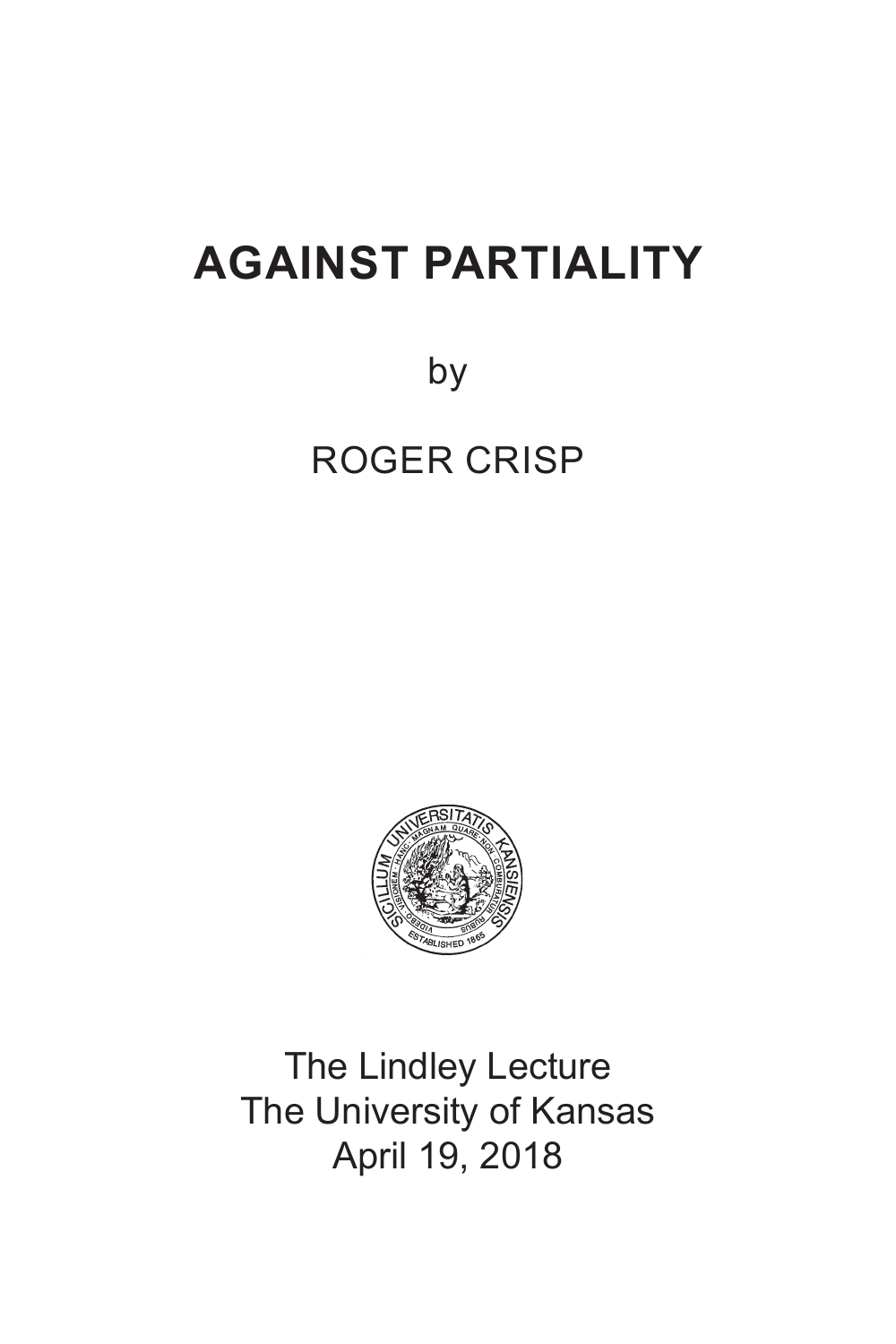# AGAINST PARTIALITY

by

ROGER CRISP

The Lindley Lecture
The University of Kansas
April 19, 2018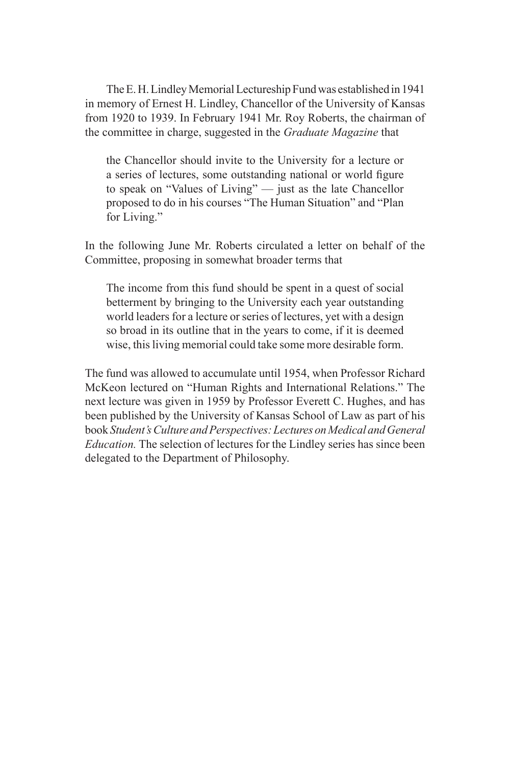The E. H. Lindley Memorial Lectureship Fund was established in 1941 in memory of Ernest H. Lindley, Chancellor of the University of Kansas from 1920 to 1939. In February 1941 Mr. Roy Roberts, the chairman of the committee in charge, suggested in the *Graduate Magazine* that

> the Chancellor should invite to the University for a lecture or a series of lectures, some outstanding national or world figure to speak on "Values of Living" — just as the late Chancellor proposed to do in his courses "The Human Situation" and "Plan for Living."

In the following June Mr. Roberts circulated a letter on behalf of the Committee, proposing in somewhat broader terms that

> The income from this fund should be spent in a quest of social betterment by bringing to the University each year outstanding world leaders for a lecture or series of lectures, yet with a design so broad in its outline that in the years to come, if it is deemed wise, this living memorial could take some more desirable form.

The fund was allowed to accumulate until 1954, when Professor Richard McKeon lectured on "Human Rights and International Relations." The next lecture was given in 1959 by Professor Everett C. Hughes, and has been published by the University of Kansas School of Law as part of his book *Student's Culture and Perspectives: Lectures on Medical and General Education.* The selection of lectures for the Lindley series has since been delegated to the Department of Philosophy.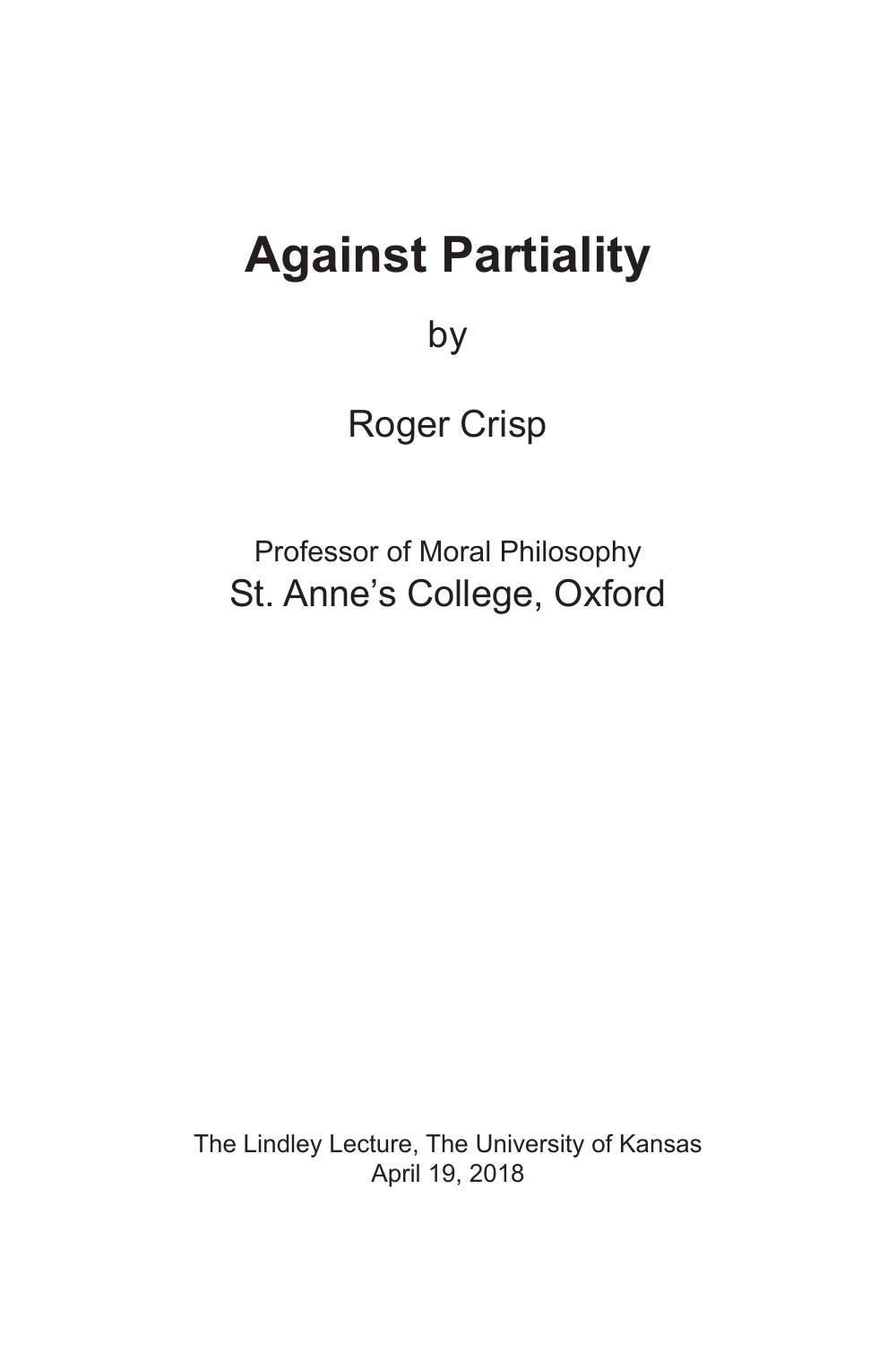# Against Partiality

by

Roger Crisp

Professor of Moral Philosophy
St. Anne's College, Oxford

The Lindley Lecture, The University of Kansas
April 19, 2018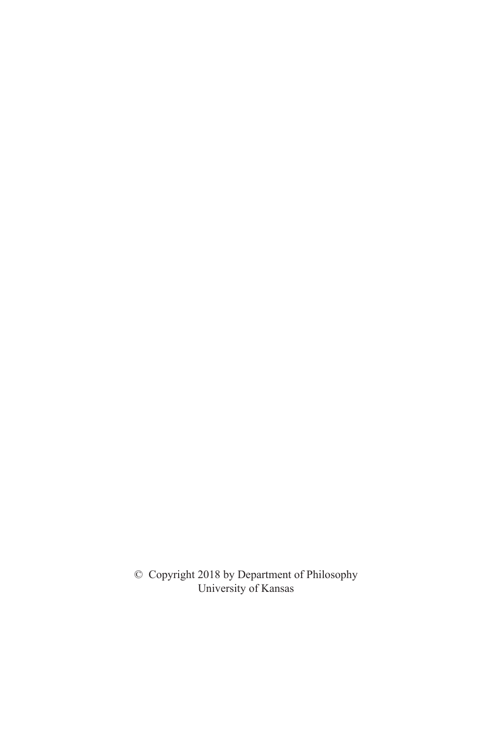© Copyright 2018 by Department of Philosophy
University of Kansas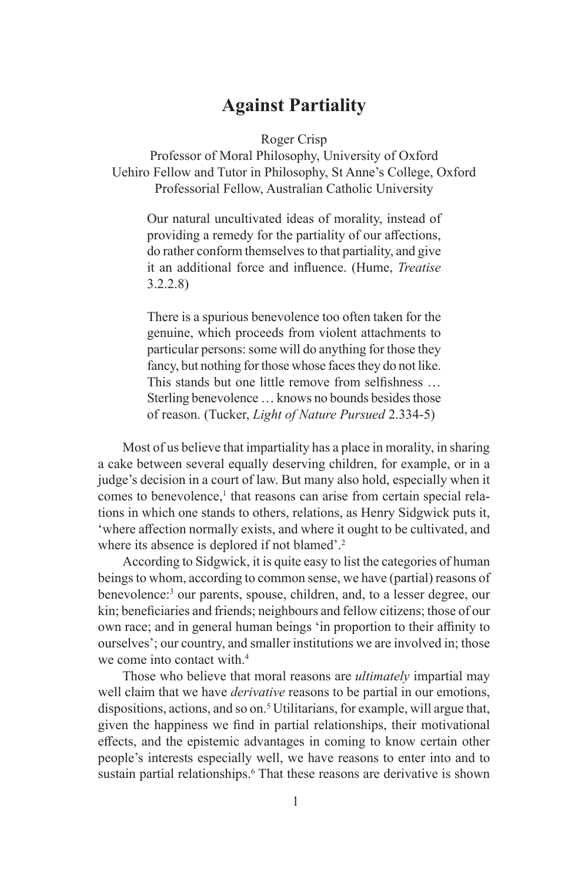# Against Partiality

Roger Crisp
Professor of Moral Philosophy, University of Oxford
Uehiro Fellow and Tutor in Philosophy, St Anne's College, Oxford
Professorial Fellow, Australian Catholic University

> Our natural uncultivated ideas of morality, instead of providing a remedy for the partiality of our affections, do rather conform themselves to that partiality, and give it an additional force and influence. (Hume, *Treatise* 3.2.2.8)

> There is a spurious benevolence too often taken for the genuine, which proceeds from violent attachments to particular persons: some will do anything for those they fancy, but nothing for those whose faces they do not like. This stands but one little remove from selfishness … Sterling benevolence … knows no bounds besides those of reason. (Tucker, *Light of Nature Pursued* 2.334-5)

Most of us believe that impartiality has a place in morality, in sharing a cake between several equally deserving children, for example, or in a judge's decision in a court of law. But many also hold, especially when it comes to benevolence,[1] that reasons can arise from certain special relations in which one stands to others, relations, as Henry Sidgwick puts it, 'where affection normally exists, and where it ought to be cultivated, and where its absence is deplored if not blamed'.[2]

According to Sidgwick, it is quite easy to list the categories of human beings to whom, according to common sense, we have (partial) reasons of benevolence:[3] our parents, spouse, children, and, to a lesser degree, our kin; beneficiaries and friends; neighbours and fellow citizens; those of our own race; and in general human beings 'in proportion to their affinity to ourselves'; our country, and smaller institutions we are involved in; those we come into contact with.[4]

Those who believe that moral reasons are *ultimately* impartial may well claim that we have *derivative* reasons to be partial in our emotions, dispositions, actions, and so on.[5] Utilitarians, for example, will argue that, given the happiness we find in partial relationships, their motivational effects, and the epistemic advantages in coming to know certain other people's interests especially well, we have reasons to enter into and to sustain partial relationships.[6] That these reasons are derivative is shown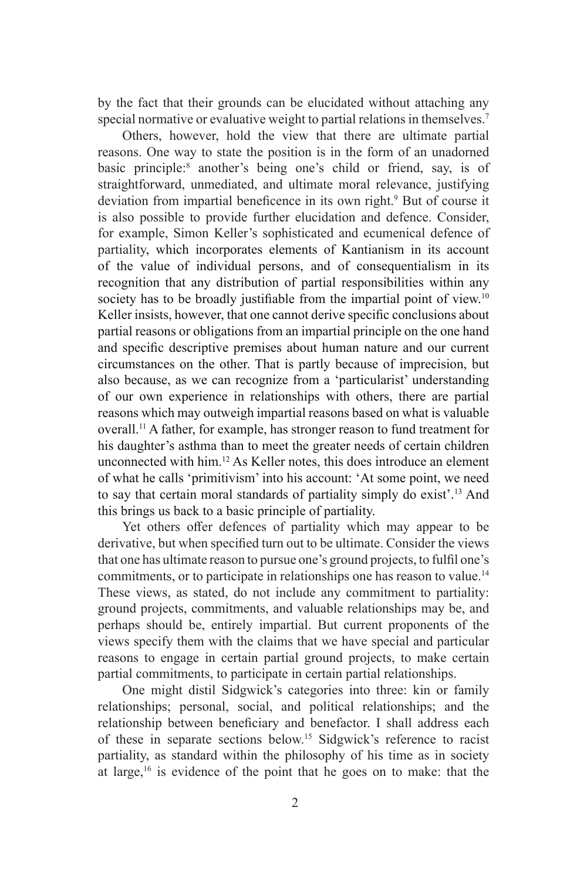by the fact that their grounds can be elucidated without attaching any special normative or evaluative weight to partial relations in themselves.[7]

Others, however, hold the view that there are ultimate partial reasons. One way to state the position is in the form of an unadorned basic principle:[8] another's being one's child or friend, say, is of straightforward, unmediated, and ultimate moral relevance, justifying deviation from impartial beneficence in its own right.[9] But of course it is also possible to provide further elucidation and defence. Consider, for example, Simon Keller's sophisticated and ecumenical defence of partiality, which incorporates elements of Kantianism in its account of the value of individual persons, and of consequentialism in its recognition that any distribution of partial responsibilities within any society has to be broadly justifiable from the impartial point of view.[10] Keller insists, however, that one cannot derive specific conclusions about partial reasons or obligations from an impartial principle on the one hand and specific descriptive premises about human nature and our current circumstances on the other. That is partly because of imprecision, but also because, as we can recognize from a 'particularist' understanding of our own experience in relationships with others, there are partial reasons which may outweigh impartial reasons based on what is valuable overall.[11] A father, for example, has stronger reason to fund treatment for his daughter's asthma than to meet the greater needs of certain children unconnected with him.[12] As Keller notes, this does introduce an element of what he calls 'primitivism' into his account: 'At some point, we need to say that certain moral standards of partiality simply do exist'.[13] And this brings us back to a basic principle of partiality.

Yet others offer defences of partiality which may appear to be derivative, but when specified turn out to be ultimate. Consider the views that one has ultimate reason to pursue one's ground projects, to fulfil one's commitments, or to participate in relationships one has reason to value.[14] These views, as stated, do not include any commitment to partiality: ground projects, commitments, and valuable relationships may be, and perhaps should be, entirely impartial. But current proponents of the views specify them with the claims that we have special and particular reasons to engage in certain partial ground projects, to make certain partial commitments, to participate in certain partial relationships.

One might distil Sidgwick's categories into three: kin or family relationships; personal, social, and political relationships; and the relationship between beneficiary and benefactor. I shall address each of these in separate sections below.[15] Sidgwick's reference to racist partiality, as standard within the philosophy of his time as in society at large,[16] is evidence of the point that he goes on to make: that the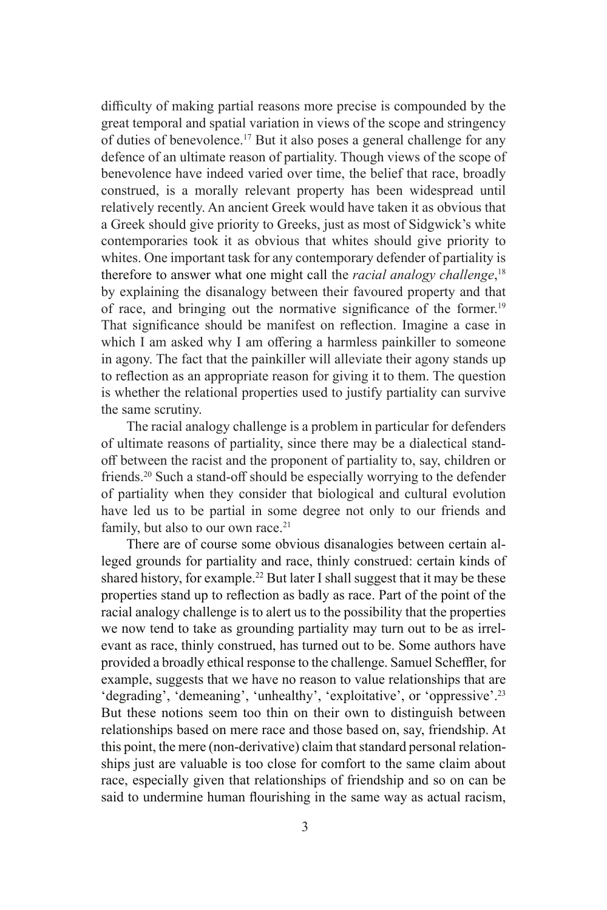difficulty of making partial reasons more precise is compounded by the great temporal and spatial variation in views of the scope and stringency of duties of benevolence.[17] But it also poses a general challenge for any defence of an ultimate reason of partiality. Though views of the scope of benevolence have indeed varied over time, the belief that race, broadly construed, is a morally relevant property has been widespread until relatively recently. An ancient Greek would have taken it as obvious that a Greek should give priority to Greeks, just as most of Sidgwick's white contemporaries took it as obvious that whites should give priority to whites. One important task for any contemporary defender of partiality is therefore to answer what one might call the *racial analogy challenge*,[18] by explaining the disanalogy between their favoured property and that of race, and bringing out the normative significance of the former.[19] That significance should be manifest on reflection. Imagine a case in which I am asked why I am offering a harmless painkiller to someone in agony. The fact that the painkiller will alleviate their agony stands up to reflection as an appropriate reason for giving it to them. The question is whether the relational properties used to justify partiality can survive the same scrutiny.

The racial analogy challenge is a problem in particular for defenders of ultimate reasons of partiality, since there may be a dialectical stand-off between the racist and the proponent of partiality to, say, children or friends.[20] Such a stand-off should be especially worrying to the defender of partiality when they consider that biological and cultural evolution have led us to be partial in some degree not only to our friends and family, but also to our own race.[21]

There are of course some obvious disanalogies between certain alleged grounds for partiality and race, thinly construed: certain kinds of shared history, for example.[22] But later I shall suggest that it may be these properties stand up to reflection as badly as race. Part of the point of the racial analogy challenge is to alert us to the possibility that the properties we now tend to take as grounding partiality may turn out to be as irrelevant as race, thinly construed, has turned out to be. Some authors have provided a broadly ethical response to the challenge. Samuel Scheffler, for example, suggests that we have no reason to value relationships that are 'degrading', 'demeaning', 'unhealthy', 'exploitative', or 'oppressive'.[23] But these notions seem too thin on their own to distinguish between relationships based on mere race and those based on, say, friendship. At this point, the mere (non-derivative) claim that standard personal relationships just are valuable is too close for comfort to the same claim about race, especially given that relationships of friendship and so on can be said to undermine human flourishing in the same way as actual racism,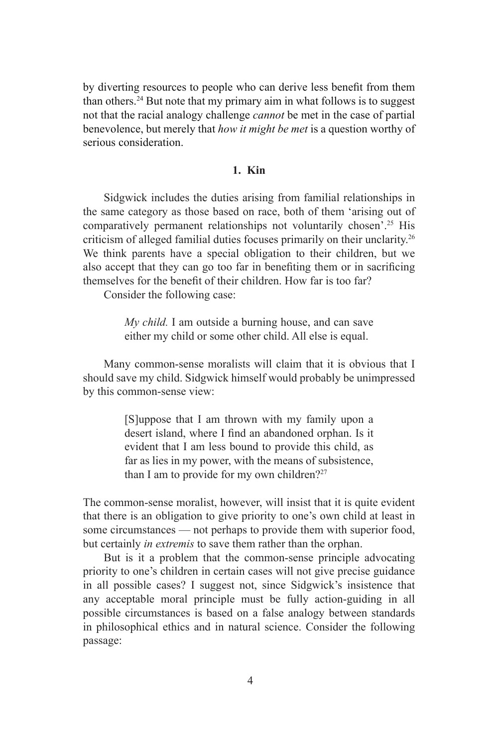by diverting resources to people who can derive less benefit from them than others.[24] But note that my primary aim in what follows is to suggest not that the racial analogy challenge *cannot* be met in the case of partial benevolence, but merely that *how it might be met* is a question worthy of serious consideration.

## 1. Kin

Sidgwick includes the duties arising from familial relationships in the same category as those based on race, both of them 'arising out of comparatively permanent relationships not voluntarily chosen'.[25] His criticism of alleged familial duties focuses primarily on their unclarity.[26] We think parents have a special obligation to their children, but we also accept that they can go too far in benefiting them or in sacrificing themselves for the benefit of their children. How far is too far?

Consider the following case:

> *My child.* I am outside a burning house, and can save either my child or some other child. All else is equal.

Many common-sense moralists will claim that it is obvious that I should save my child. Sidgwick himself would probably be unimpressed by this common-sense view:

> [S]uppose that I am thrown with my family upon a desert island, where I find an abandoned orphan. Is it evident that I am less bound to provide this child, as far as lies in my power, with the means of subsistence, than I am to provide for my own children?[27]

The common-sense moralist, however, will insist that it is quite evident that there is an obligation to give priority to one's own child at least in some circumstances — not perhaps to provide them with superior food, but certainly *in extremis* to save them rather than the orphan.

But is it a problem that the common-sense principle advocating priority to one's children in certain cases will not give precise guidance in all possible cases? I suggest not, since Sidgwick's insistence that any acceptable moral principle must be fully action-guiding in all possible circumstances is based on a false analogy between standards in philosophical ethics and in natural science. Consider the following passage: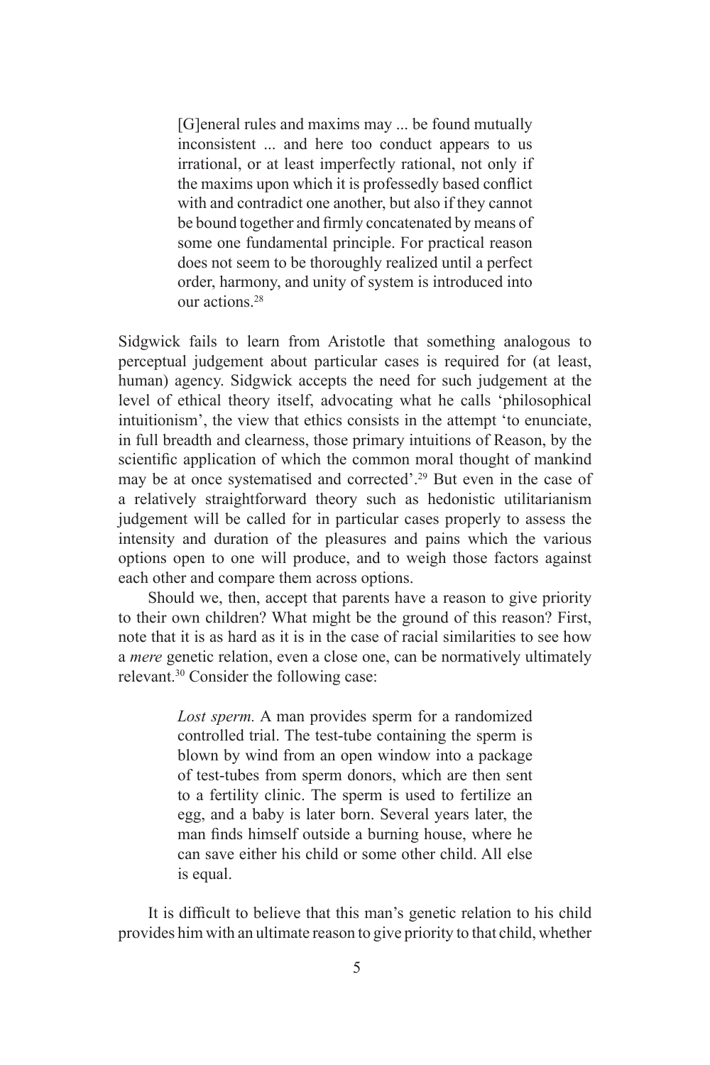> [G]eneral rules and maxims may ... be found mutually inconsistent ... and here too conduct appears to us irrational, or at least imperfectly rational, not only if the maxims upon which it is professedly based conflict with and contradict one another, but also if they cannot be bound together and firmly concatenated by means of some one fundamental principle. For practical reason does not seem to be thoroughly realized until a perfect order, harmony, and unity of system is introduced into our actions.[28]

Sidgwick fails to learn from Aristotle that something analogous to perceptual judgement about particular cases is required for (at least, human) agency. Sidgwick accepts the need for such judgement at the level of ethical theory itself, advocating what he calls 'philosophical intuitionism', the view that ethics consists in the attempt 'to enunciate, in full breadth and clearness, those primary intuitions of Reason, by the scientific application of which the common moral thought of mankind may be at once systematised and corrected'.[29] But even in the case of a relatively straightforward theory such as hedonistic utilitarianism judgement will be called for in particular cases properly to assess the intensity and duration of the pleasures and pains which the various options open to one will produce, and to weigh those factors against each other and compare them across options.

Should we, then, accept that parents have a reason to give priority to their own children? What might be the ground of this reason? First, note that it is as hard as it is in the case of racial similarities to see how a *mere* genetic relation, even a close one, can be normatively ultimately relevant.[30] Consider the following case:

> *Lost sperm.* A man provides sperm for a randomized controlled trial. The test-tube containing the sperm is blown by wind from an open window into a package of test-tubes from sperm donors, which are then sent to a fertility clinic. The sperm is used to fertilize an egg, and a baby is later born. Several years later, the man finds himself outside a burning house, where he can save either his child or some other child. All else is equal.

It is difficult to believe that this man's genetic relation to his child provides him with an ultimate reason to give priority to that child, whether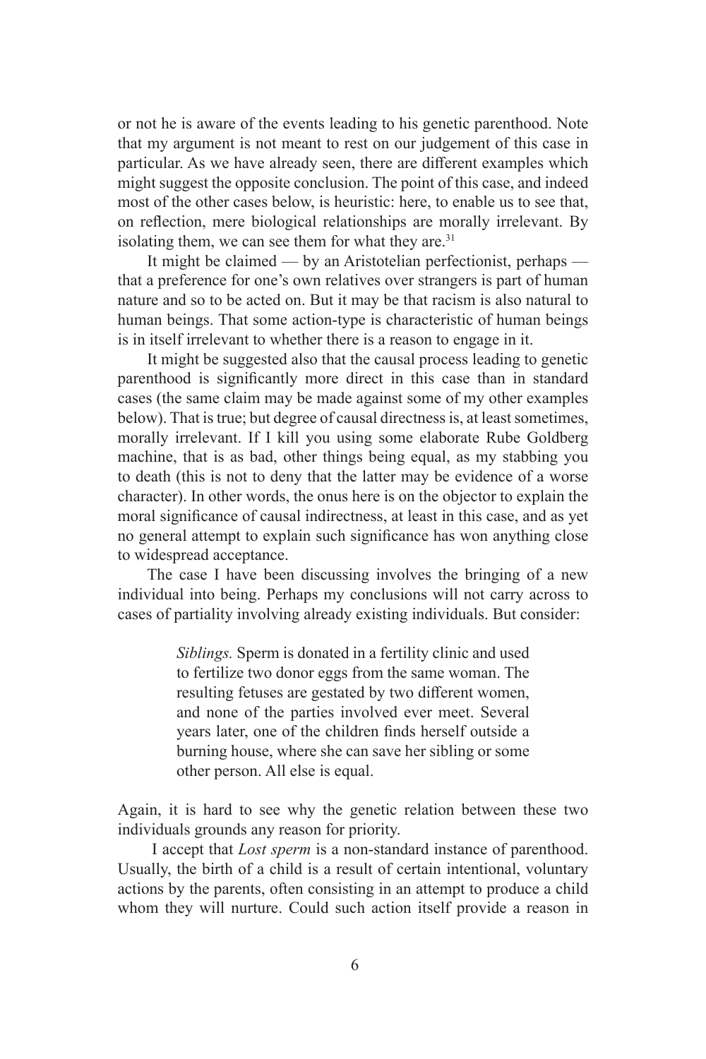or not he is aware of the events leading to his genetic parenthood. Note that my argument is not meant to rest on our judgement of this case in particular. As we have already seen, there are different examples which might suggest the opposite conclusion. The point of this case, and indeed most of the other cases below, is heuristic: here, to enable us to see that, on reflection, mere biological relationships are morally irrelevant. By isolating them, we can see them for what they are.[31]

It might be claimed — by an Aristotelian perfectionist, perhaps — that a preference for one's own relatives over strangers is part of human nature and so to be acted on. But it may be that racism is also natural to human beings. That some action-type is characteristic of human beings is in itself irrelevant to whether there is a reason to engage in it.

It might be suggested also that the causal process leading to genetic parenthood is significantly more direct in this case than in standard cases (the same claim may be made against some of my other examples below). That is true; but degree of causal directness is, at least sometimes, morally irrelevant. If I kill you using some elaborate Rube Goldberg machine, that is as bad, other things being equal, as my stabbing you to death (this is not to deny that the latter may be evidence of a worse character). In other words, the onus here is on the objector to explain the moral significance of causal indirectness, at least in this case, and as yet no general attempt to explain such significance has won anything close to widespread acceptance.

The case I have been discussing involves the bringing of a new individual into being. Perhaps my conclusions will not carry across to cases of partiality involving already existing individuals. But consider:

> *Siblings.* Sperm is donated in a fertility clinic and used to fertilize two donor eggs from the same woman. The resulting fetuses are gestated by two different women, and none of the parties involved ever meet. Several years later, one of the children finds herself outside a burning house, where she can save her sibling or some other person. All else is equal.

Again, it is hard to see why the genetic relation between these two individuals grounds any reason for priority.

I accept that *Lost sperm* is a non-standard instance of parenthood. Usually, the birth of a child is a result of certain intentional, voluntary actions by the parents, often consisting in an attempt to produce a child whom they will nurture. Could such action itself provide a reason in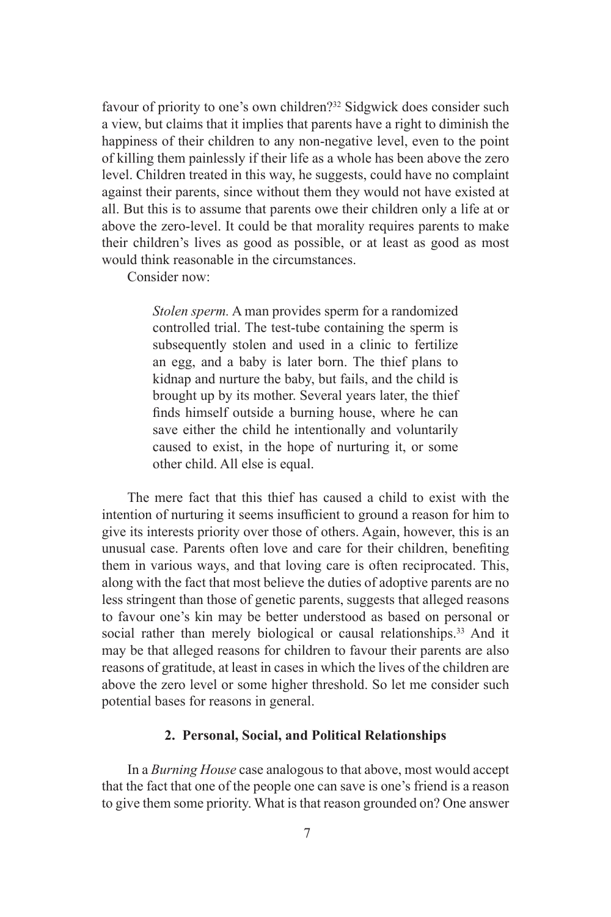favour of priority to one's own children?[32] Sidgwick does consider such a view, but claims that it implies that parents have a right to diminish the happiness of their children to any non-negative level, even to the point of killing them painlessly if their life as a whole has been above the zero level. Children treated in this way, he suggests, could have no complaint against their parents, since without them they would not have existed at all. But this is to assume that parents owe their children only a life at or above the zero-level. It could be that morality requires parents to make their children's lives as good as possible, or at least as good as most would think reasonable in the circumstances.

Consider now:

> *Stolen sperm.* A man provides sperm for a randomized controlled trial. The test-tube containing the sperm is subsequently stolen and used in a clinic to fertilize an egg, and a baby is later born. The thief plans to kidnap and nurture the baby, but fails, and the child is brought up by its mother. Several years later, the thief finds himself outside a burning house, where he can save either the child he intentionally and voluntarily caused to exist, in the hope of nurturing it, or some other child. All else is equal.

The mere fact that this thief has caused a child to exist with the intention of nurturing it seems insufficient to ground a reason for him to give its interests priority over those of others. Again, however, this is an unusual case. Parents often love and care for their children, benefiting them in various ways, and that loving care is often reciprocated. This, along with the fact that most believe the duties of adoptive parents are no less stringent than those of genetic parents, suggests that alleged reasons to favour one's kin may be better understood as based on personal or social rather than merely biological or causal relationships.[33] And it may be that alleged reasons for children to favour their parents are also reasons of gratitude, at least in cases in which the lives of the children are above the zero level or some higher threshold. So let me consider such potential bases for reasons in general.

## 2. Personal, Social, and Political Relationships

In a *Burning House* case analogous to that above, most would accept that the fact that one of the people one can save is one's friend is a reason to give them some priority. What is that reason grounded on? One answer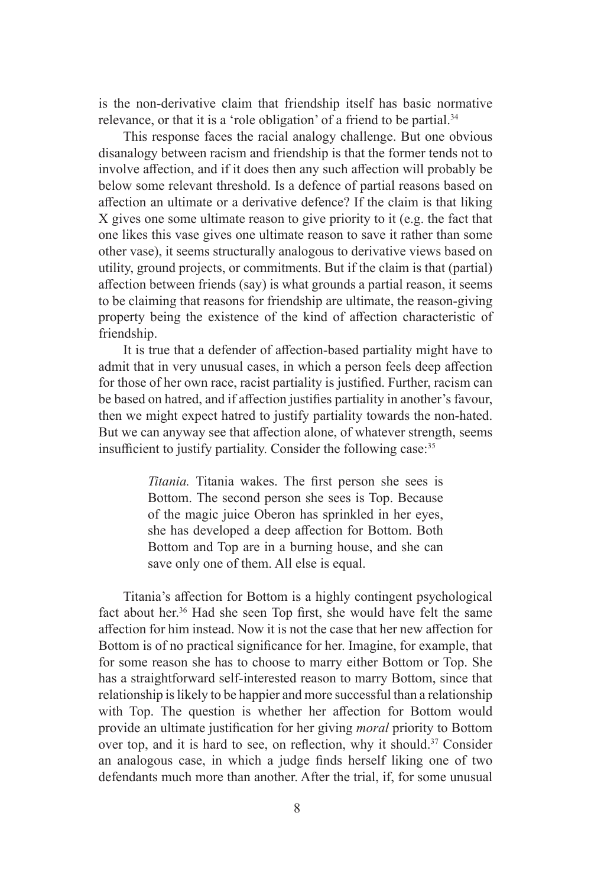is the non-derivative claim that friendship itself has basic normative relevance, or that it is a 'role obligation' of a friend to be partial.[34]

This response faces the racial analogy challenge. But one obvious disanalogy between racism and friendship is that the former tends not to involve affection, and if it does then any such affection will probably be below some relevant threshold. Is a defence of partial reasons based on affection an ultimate or a derivative defence? If the claim is that liking X gives one some ultimate reason to give priority to it (e.g. the fact that one likes this vase gives one ultimate reason to save it rather than some other vase), it seems structurally analogous to derivative views based on utility, ground projects, or commitments. But if the claim is that (partial) affection between friends (say) is what grounds a partial reason, it seems to be claiming that reasons for friendship are ultimate, the reason-giving property being the existence of the kind of affection characteristic of friendship.

It is true that a defender of affection-based partiality might have to admit that in very unusual cases, in which a person feels deep affection for those of her own race, racist partiality is justified. Further, racism can be based on hatred, and if affection justifies partiality in another's favour, then we might expect hatred to justify partiality towards the non-hated. But we can anyway see that affection alone, of whatever strength, seems insufficient to justify partiality. Consider the following case:[35]

> *Titania.* Titania wakes. The first person she sees is Bottom. The second person she sees is Top. Because of the magic juice Oberon has sprinkled in her eyes, she has developed a deep affection for Bottom. Both Bottom and Top are in a burning house, and she can save only one of them. All else is equal.

Titania's affection for Bottom is a highly contingent psychological fact about her.[36] Had she seen Top first, she would have felt the same affection for him instead. Now it is not the case that her new affection for Bottom is of no practical significance for her. Imagine, for example, that for some reason she has to choose to marry either Bottom or Top. She has a straightforward self-interested reason to marry Bottom, since that relationship is likely to be happier and more successful than a relationship with Top. The question is whether her affection for Bottom would provide an ultimate justification for her giving *moral* priority to Bottom over top, and it is hard to see, on reflection, why it should.[37] Consider an analogous case, in which a judge finds herself liking one of two defendants much more than another. After the trial, if, for some unusual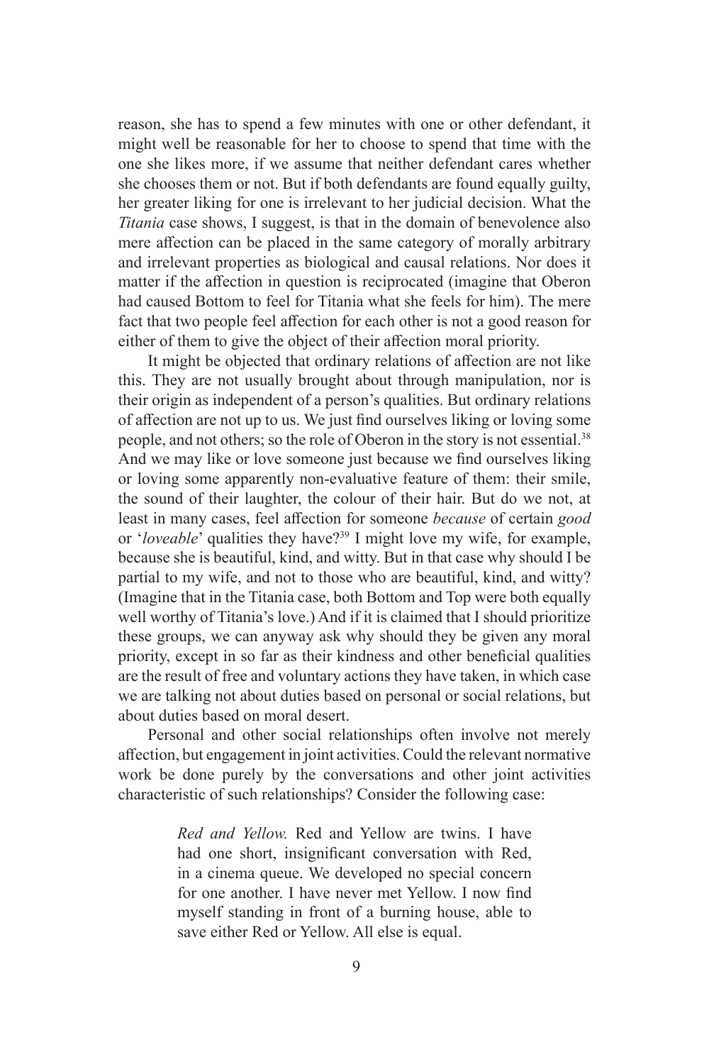reason, she has to spend a few minutes with one or other defendant, it might well be reasonable for her to choose to spend that time with the one she likes more, if we assume that neither defendant cares whether she chooses them or not. But if both defendants are found equally guilty, her greater liking for one is irrelevant to her judicial decision. What the *Titania* case shows, I suggest, is that in the domain of benevolence also mere affection can be placed in the same category of morally arbitrary and irrelevant properties as biological and causal relations. Nor does it matter if the affection in question is reciprocated (imagine that Oberon had caused Bottom to feel for Titania what she feels for him). The mere fact that two people feel affection for each other is not a good reason for either of them to give the object of their affection moral priority.

It might be objected that ordinary relations of affection are not like this. They are not usually brought about through manipulation, nor is their origin as independent of a person's qualities. But ordinary relations of affection are not up to us. We just find ourselves liking or loving some people, and not others; so the role of Oberon in the story is not essential.[38] And we may like or love someone just because we find ourselves liking or loving some apparently non-evaluative feature of them: their smile, the sound of their laughter, the colour of their hair. But do we not, at least in many cases, feel affection for someone *because* of certain *good* or '*loveable*' qualities they have?[39] I might love my wife, for example, because she is beautiful, kind, and witty. But in that case why should I be partial to my wife, and not to those who are beautiful, kind, and witty? (Imagine that in the Titania case, both Bottom and Top were both equally well worthy of Titania's love.) And if it is claimed that I should prioritize these groups, we can anyway ask why should they be given any moral priority, except in so far as their kindness and other beneficial qualities are the result of free and voluntary actions they have taken, in which case we are talking not about duties based on personal or social relations, but about duties based on moral desert.

Personal and other social relationships often involve not merely affection, but engagement in joint activities. Could the relevant normative work be done purely by the conversations and other joint activities characteristic of such relationships? Consider the following case:

> *Red and Yellow.* Red and Yellow are twins. I have had one short, insignificant conversation with Red, in a cinema queue. We developed no special concern for one another. I have never met Yellow. I now find myself standing in front of a burning house, able to save either Red or Yellow. All else is equal.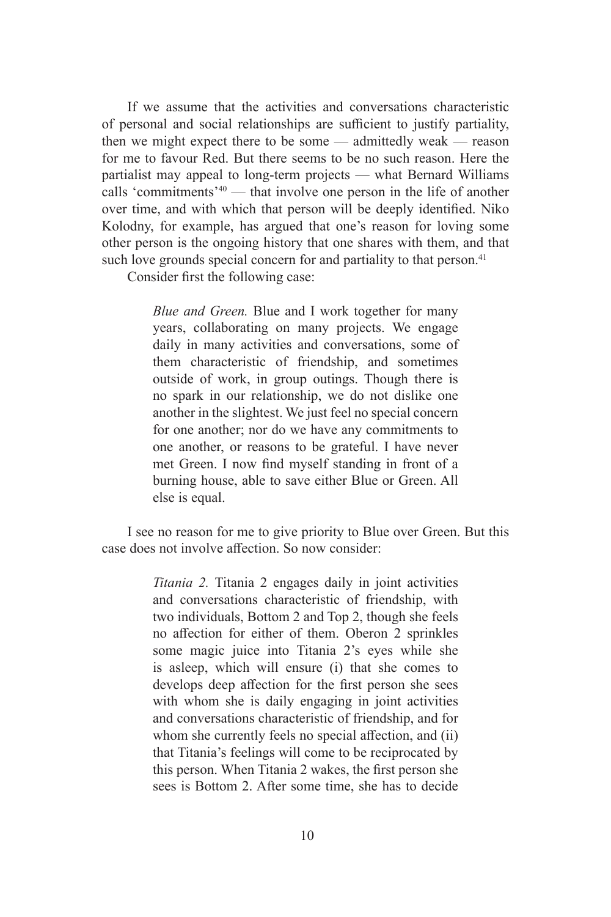If we assume that the activities and conversations characteristic of personal and social relationships are sufficient to justify partiality, then we might expect there to be some — admittedly weak — reason for me to favour Red. But there seems to be no such reason. Here the partialist may appeal to long-term projects — what Bernard Williams calls 'commitments'[40] — that involve one person in the life of another over time, and with which that person will be deeply identified. Niko Kolodny, for example, has argued that one's reason for loving some other person is the ongoing history that one shares with them, and that such love grounds special concern for and partiality to that person.[41]

Consider first the following case:

> *Blue and Green.* Blue and I work together for many years, collaborating on many projects. We engage daily in many activities and conversations, some of them characteristic of friendship, and sometimes outside of work, in group outings. Though there is no spark in our relationship, we do not dislike one another in the slightest. We just feel no special concern for one another; nor do we have any commitments to one another, or reasons to be grateful. I have never met Green. I now find myself standing in front of a burning house, able to save either Blue or Green. All else is equal.

I see no reason for me to give priority to Blue over Green. But this case does not involve affection. So now consider:

> *Titania 2.* Titania 2 engages daily in joint activities and conversations characteristic of friendship, with two individuals, Bottom 2 and Top 2, though she feels no affection for either of them. Oberon 2 sprinkles some magic juice into Titania 2's eyes while she is asleep, which will ensure (i) that she comes to develops deep affection for the first person she sees with whom she is daily engaging in joint activities and conversations characteristic of friendship, and for whom she currently feels no special affection, and (ii) that Titania's feelings will come to be reciprocated by this person. When Titania 2 wakes, the first person she sees is Bottom 2. After some time, she has to decide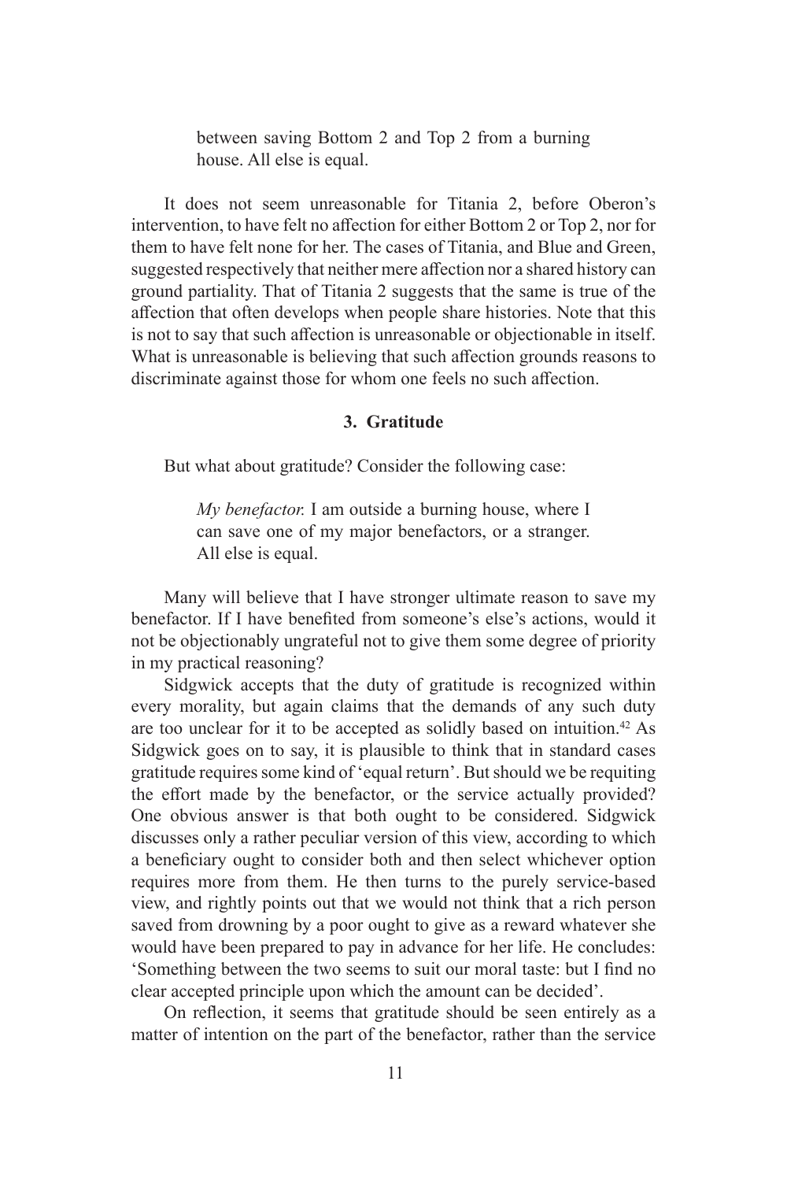between saving Bottom 2 and Top 2 from a burning house. All else is equal.

It does not seem unreasonable for Titania 2, before Oberon's intervention, to have felt no affection for either Bottom 2 or Top 2, nor for them to have felt none for her. The cases of Titania, and Blue and Green, suggested respectively that neither mere affection nor a shared history can ground partiality. That of Titania 2 suggests that the same is true of the affection that often develops when people share histories. Note that this is not to say that such affection is unreasonable or objectionable in itself. What is unreasonable is believing that such affection grounds reasons to discriminate against those for whom one feels no such affection.

### 3. Gratitude

But what about gratitude? Consider the following case:

> *My benefactor.* I am outside a burning house, where I can save one of my major benefactors, or a stranger. All else is equal.

Many will believe that I have stronger ultimate reason to save my benefactor. If I have benefited from someone's else's actions, would it not be objectionably ungrateful not to give them some degree of priority in my practical reasoning?

Sidgwick accepts that the duty of gratitude is recognized within every morality, but again claims that the demands of any such duty are too unclear for it to be accepted as solidly based on intuition.[42] As Sidgwick goes on to say, it is plausible to think that in standard cases gratitude requires some kind of 'equal return'. But should we be requiting the effort made by the benefactor, or the service actually provided? One obvious answer is that both ought to be considered. Sidgwick discusses only a rather peculiar version of this view, according to which a beneficiary ought to consider both and then select whichever option requires more from them. He then turns to the purely service-based view, and rightly points out that we would not think that a rich person saved from drowning by a poor ought to give as a reward whatever she would have been prepared to pay in advance for her life. He concludes: 'Something between the two seems to suit our moral taste: but I find no clear accepted principle upon which the amount can be decided'.

On reflection, it seems that gratitude should be seen entirely as a matter of intention on the part of the benefactor, rather than the service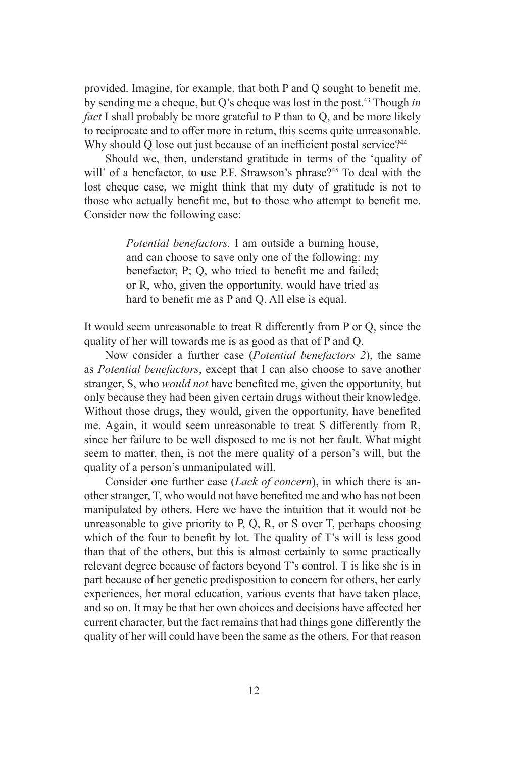provided. Imagine, for example, that both P and Q sought to benefit me, by sending me a cheque, but Q's cheque was lost in the post.[43] Though *in fact* I shall probably be more grateful to P than to Q, and be more likely to reciprocate and to offer more in return, this seems quite unreasonable. Why should Q lose out just because of an inefficient postal service?[44]

Should we, then, understand gratitude in terms of the 'quality of will' of a benefactor, to use P.F. Strawson's phrase?[45] To deal with the lost cheque case, we might think that my duty of gratitude is not to those who actually benefit me, but to those who attempt to benefit me. Consider now the following case:

> *Potential benefactors.* I am outside a burning house, and can choose to save only one of the following: my benefactor, P; Q, who tried to benefit me and failed; or R, who, given the opportunity, would have tried as hard to benefit me as P and Q. All else is equal.

It would seem unreasonable to treat R differently from P or Q, since the quality of her will towards me is as good as that of P and Q.

Now consider a further case (*Potential benefactors 2*), the same as *Potential benefactors*, except that I can also choose to save another stranger, S, who *would not* have benefited me, given the opportunity, but only because they had been given certain drugs without their knowledge. Without those drugs, they would, given the opportunity, have benefited me. Again, it would seem unreasonable to treat S differently from R, since her failure to be well disposed to me is not her fault. What might seem to matter, then, is not the mere quality of a person's will, but the quality of a person's unmanipulated will.

Consider one further case (*Lack of concern*), in which there is another stranger, T, who would not have benefited me and who has not been manipulated by others. Here we have the intuition that it would not be unreasonable to give priority to P, Q, R, or S over T, perhaps choosing which of the four to benefit by lot. The quality of T's will is less good than that of the others, but this is almost certainly to some practically relevant degree because of factors beyond T's control. T is like she is in part because of her genetic predisposition to concern for others, her early experiences, her moral education, various events that have taken place, and so on. It may be that her own choices and decisions have affected her current character, but the fact remains that had things gone differently the quality of her will could have been the same as the others. For that reason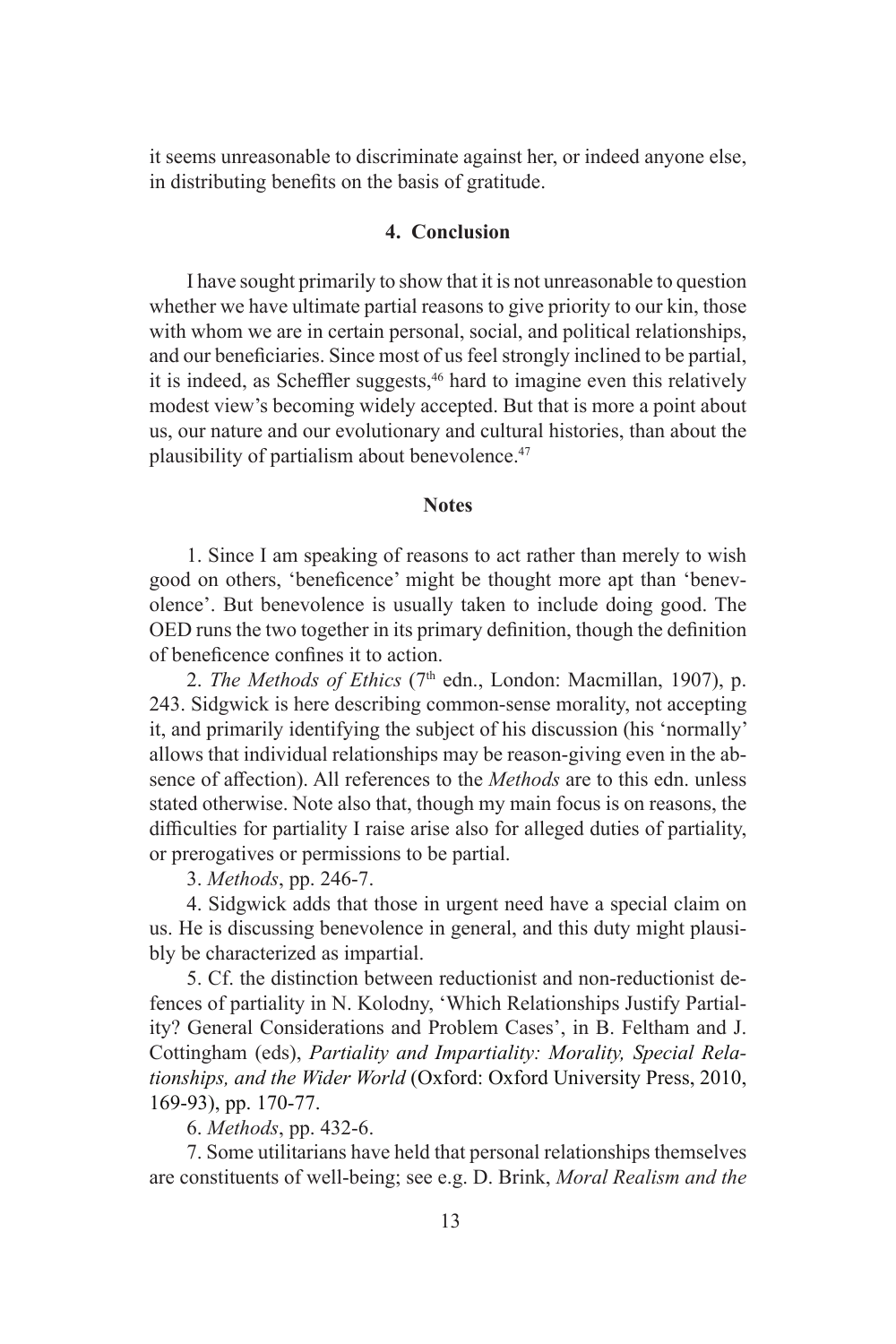it seems unreasonable to discriminate against her, or indeed anyone else, in distributing benefits on the basis of gratitude.

## 4. Conclusion

I have sought primarily to show that it is not unreasonable to question whether we have ultimate partial reasons to give priority to our kin, those with whom we are in certain personal, social, and political relationships, and our beneficiaries. Since most of us feel strongly inclined to be partial, it is indeed, as Scheffler suggests,[46] hard to imagine even this relatively modest view's becoming widely accepted. But that is more a point about us, our nature and our evolutionary and cultural histories, than about the plausibility of partialism about benevolence.[47]

## Notes

1. Since I am speaking of reasons to act rather than merely to wish good on others, 'beneficence' might be thought more apt than 'benevolence'. But benevolence is usually taken to include doing good. The OED runs the two together in its primary definition, though the definition of beneficence confines it to action.

2. *The Methods of Ethics* (7th edn., London: Macmillan, 1907), p. 243. Sidgwick is here describing common-sense morality, not accepting it, and primarily identifying the subject of his discussion (his 'normally' allows that individual relationships may be reason-giving even in the absence of affection). All references to the *Methods* are to this edn. unless stated otherwise. Note also that, though my main focus is on reasons, the difficulties for partiality I raise arise also for alleged duties of partiality, or prerogatives or permissions to be partial.

3. *Methods*, pp. 246-7.

4. Sidgwick adds that those in urgent need have a special claim on us. He is discussing benevolence in general, and this duty might plausibly be characterized as impartial.

5. Cf. the distinction between reductionist and non-reductionist defences of partiality in N. Kolodny, 'Which Relationships Justify Partiality? General Considerations and Problem Cases', in B. Feltham and J. Cottingham (eds), *Partiality and Impartiality: Morality, Special Relationships, and the Wider World* (Oxford: Oxford University Press, 2010, 169-93), pp. 170-77.

6. *Methods*, pp. 432-6.

7. Some utilitarians have held that personal relationships themselves are constituents of well-being; see e.g. D. Brink, *Moral Realism and the*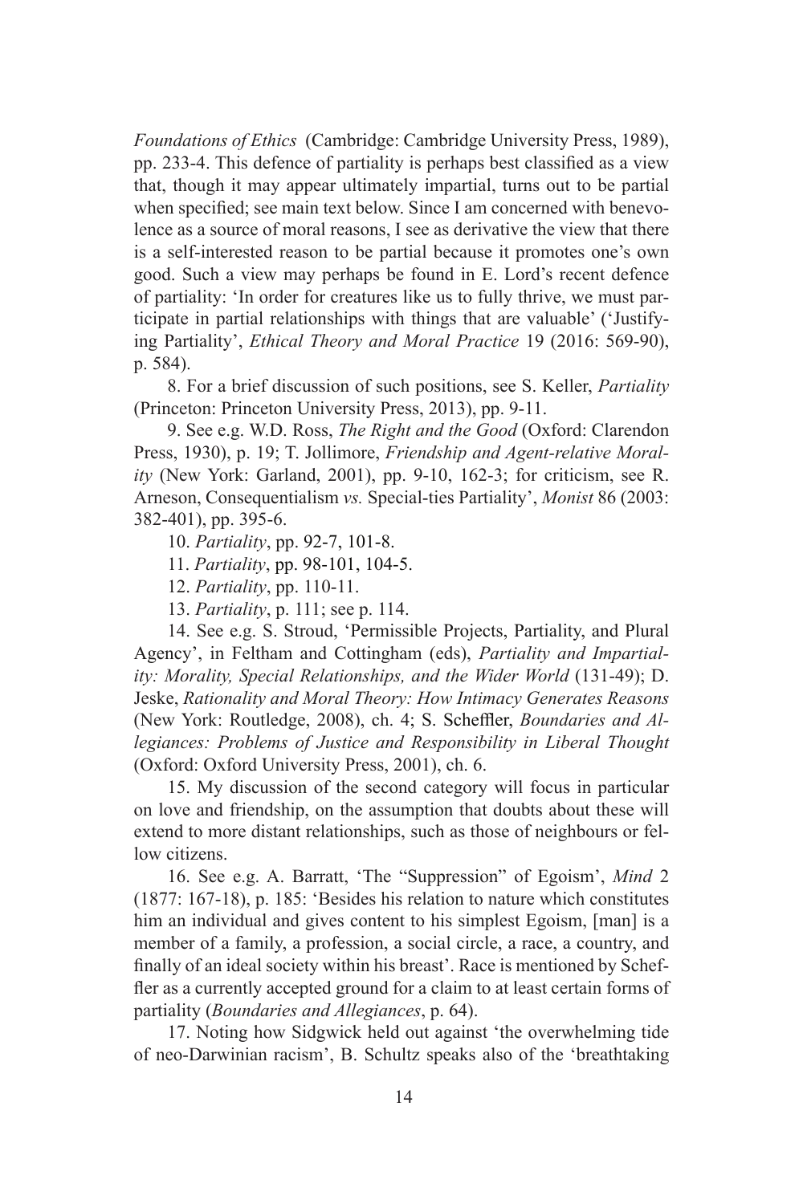*Foundations of Ethics* (Cambridge: Cambridge University Press, 1989), pp. 233-4. This defence of partiality is perhaps best classified as a view that, though it may appear ultimately impartial, turns out to be partial when specified; see main text below. Since I am concerned with benevolence as a source of moral reasons, I see as derivative the view that there is a self-interested reason to be partial because it promotes one's own good. Such a view may perhaps be found in E. Lord's recent defence of partiality: 'In order for creatures like us to fully thrive, we must participate in partial relationships with things that are valuable' ('Justifying Partiality', *Ethical Theory and Moral Practice* 19 (2016: 569-90), p. 584).

8. For a brief discussion of such positions, see S. Keller, *Partiality* (Princeton: Princeton University Press, 2013), pp. 9-11.

9. See e.g. W.D. Ross, *The Right and the Good* (Oxford: Clarendon Press, 1930), p. 19; T. Jollimore, *Friendship and Agent-relative Morality* (New York: Garland, 2001), pp. 9-10, 162-3; for criticism, see R. Arneson, Consequentialism *vs.* Special-ties Partiality', *Monist* 86 (2003: 382-401), pp. 395-6.

10. *Partiality*, pp. 92-7, 101-8.

11. *Partiality*, pp. 98-101, 104-5.

12. *Partiality*, pp. 110-11.

13. *Partiality*, p. 111; see p. 114.

14. See e.g. S. Stroud, 'Permissible Projects, Partiality, and Plural Agency', in Feltham and Cottingham (eds), *Partiality and Impartiality: Morality, Special Relationships, and the Wider World* (131-49); D. Jeske, *Rationality and Moral Theory: How Intimacy Generates Reasons* (New York: Routledge, 2008), ch. 4; S. Scheffler, *Boundaries and Allegiances: Problems of Justice and Responsibility in Liberal Thought* (Oxford: Oxford University Press, 2001), ch. 6.

15. My discussion of the second category will focus in particular on love and friendship, on the assumption that doubts about these will extend to more distant relationships, such as those of neighbours or fellow citizens.

16. See e.g. A. Barratt, 'The "Suppression" of Egoism', *Mind* 2 (1877: 167-18), p. 185: 'Besides his relation to nature which constitutes him an individual and gives content to his simplest Egoism, [man] is a member of a family, a profession, a social circle, a race, a country, and finally of an ideal society within his breast'. Race is mentioned by Scheffler as a currently accepted ground for a claim to at least certain forms of partiality (*Boundaries and Allegiances*, p. 64).

17. Noting how Sidgwick held out against 'the overwhelming tide of neo-Darwinian racism', B. Schultz speaks also of the 'breathtaking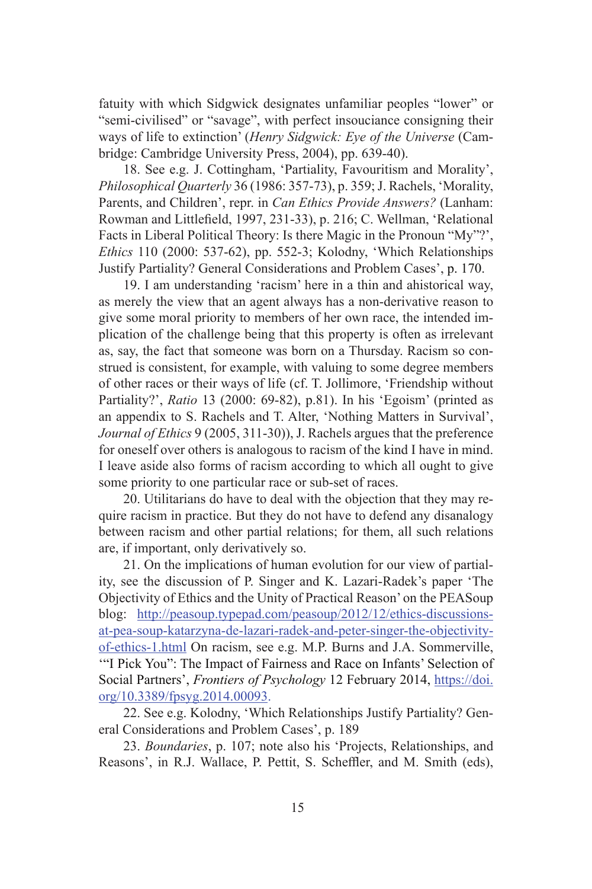fatuity with which Sidgwick designates unfamiliar peoples "lower" or "semi-civilised" or "savage", with perfect insouciance consigning their ways of life to extinction' (*Henry Sidgwick: Eye of the Universe* (Cambridge: Cambridge University Press, 2004), pp. 639-40).

18. See e.g. J. Cottingham, 'Partiality, Favouritism and Morality', *Philosophical Quarterly* 36 (1986: 357-73), p. 359; J. Rachels, 'Morality, Parents, and Children', repr. in *Can Ethics Provide Answers?* (Lanham: Rowman and Littlefield, 1997, 231-33), p. 216; C. Wellman, 'Relational Facts in Liberal Political Theory: Is there Magic in the Pronoun "My"?', *Ethics* 110 (2000: 537-62), pp. 552-3; Kolodny, 'Which Relationships Justify Partiality? General Considerations and Problem Cases', p. 170.

19. I am understanding 'racism' here in a thin and ahistorical way, as merely the view that an agent always has a non-derivative reason to give some moral priority to members of her own race, the intended implication of the challenge being that this property is often as irrelevant as, say, the fact that someone was born on a Thursday. Racism so construed is consistent, for example, with valuing to some degree members of other races or their ways of life (cf. T. Jollimore, 'Friendship without Partiality?', *Ratio* 13 (2000: 69-82), p.81). In his 'Egoism' (printed as an appendix to S. Rachels and T. Alter, 'Nothing Matters in Survival', *Journal of Ethics* 9 (2005, 311-30)), J. Rachels argues that the preference for oneself over others is analogous to racism of the kind I have in mind. I leave aside also forms of racism according to which all ought to give some priority to one particular race or sub-set of races.

20. Utilitarians do have to deal with the objection that they may require racism in practice. But they do not have to defend any disanalogy between racism and other partial relations; for them, all such relations are, if important, only derivatively so.

21. On the implications of human evolution for our view of partiality, see the discussion of P. Singer and K. Lazari-Radek's paper 'The Objectivity of Ethics and the Unity of Practical Reason' on the PEASoup blog: http://peasoup.typepad.com/peasoup/2012/12/ethics-discussions-at-pea-soup-katarzyna-de-lazari-radek-and-peter-singer-the-objectivity-of-ethics-1.html On racism, see e.g. M.P. Burns and J.A. Sommerville, '"I Pick You": The Impact of Fairness and Race on Infants' Selection of Social Partners', *Frontiers of Psychology* 12 February 2014, https://doi.org/10.3389/fpsyg.2014.00093.

22. See e.g. Kolodny, 'Which Relationships Justify Partiality? General Considerations and Problem Cases', p. 189

23. *Boundaries*, p. 107; note also his 'Projects, Relationships, and Reasons', in R.J. Wallace, P. Pettit, S. Scheffler, and M. Smith (eds),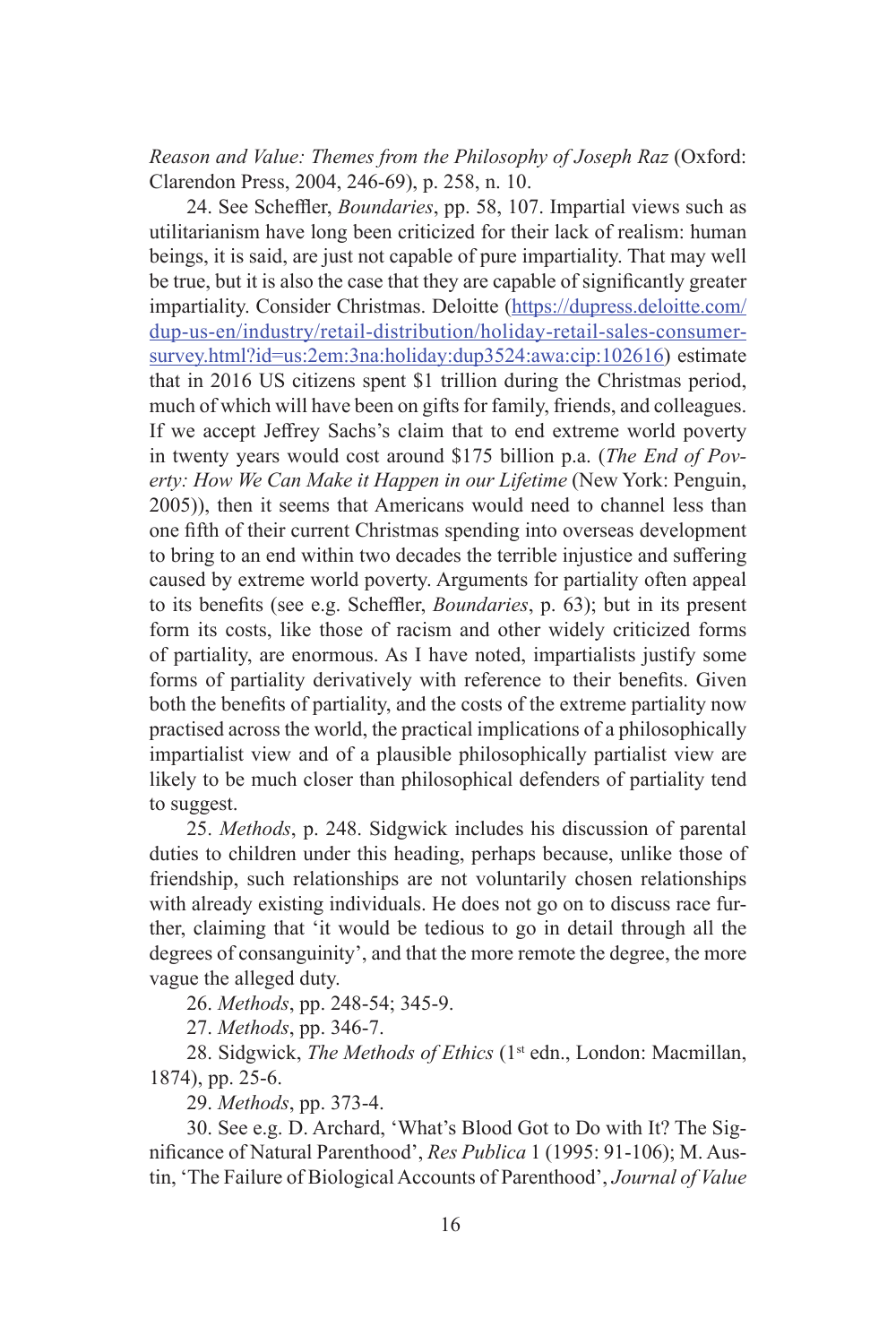*Reason and Value: Themes from the Philosophy of Joseph Raz* (Oxford: Clarendon Press, 2004, 246-69), p. 258, n. 10.

24. See Scheffler, *Boundaries*, pp. 58, 107. Impartial views such as utilitarianism have long been criticized for their lack of realism: human beings, it is said, are just not capable of pure impartiality. That may well be true, but it is also the case that they are capable of significantly greater impartiality. Consider Christmas. Deloitte (https://dupress.deloitte.com/dup-us-en/industry/retail-distribution/holiday-retail-sales-consumer-survey.html?id=us:2em:3na:holiday:dup3524:awa:cip:102616) estimate that in 2016 US citizens spent $1 trillion during the Christmas period, much of which will have been on gifts for family, friends, and colleagues. If we accept Jeffrey Sachs's claim that to end extreme world poverty in twenty years would cost around $175 billion p.a. (*The End of Poverty: How We Can Make it Happen in our Lifetime* (New York: Penguin, 2005)), then it seems that Americans would need to channel less than one fifth of their current Christmas spending into overseas development to bring to an end within two decades the terrible injustice and suffering caused by extreme world poverty. Arguments for partiality often appeal to its benefits (see e.g. Scheffler, *Boundaries*, p. 63); but in its present form its costs, like those of racism and other widely criticized forms of partiality, are enormous. As I have noted, impartialists justify some forms of partiality derivatively with reference to their benefits. Given both the benefits of partiality, and the costs of the extreme partiality now practised across the world, the practical implications of a philosophically impartialist view and of a plausible philosophically partialist view are likely to be much closer than philosophical defenders of partiality tend to suggest.

25. *Methods*, p. 248. Sidgwick includes his discussion of parental duties to children under this heading, perhaps because, unlike those of friendship, such relationships are not voluntarily chosen relationships with already existing individuals. He does not go on to discuss race further, claiming that 'it would be tedious to go in detail through all the degrees of consanguinity', and that the more remote the degree, the more vague the alleged duty.

26. *Methods*, pp. 248-54; 345-9.

27. *Methods*, pp. 346-7.

28. Sidgwick, *The Methods of Ethics* (1st edn., London: Macmillan, 1874), pp. 25-6.

29. *Methods*, pp. 373-4.

30. See e.g. D. Archard, 'What's Blood Got to Do with It? The Significance of Natural Parenthood', *Res Publica* 1 (1995: 91-106); M. Austin, 'The Failure of Biological Accounts of Parenthood', *Journal of Value*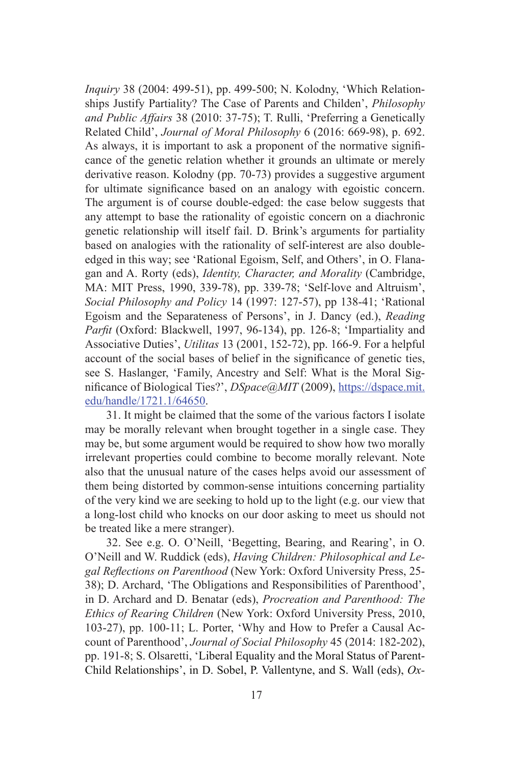*Inquiry* 38 (2004: 499-51), pp. 499-500; N. Kolodny, 'Which Relationships Justify Partiality? The Case of Parents and Childen', *Philosophy and Public Affairs* 38 (2010: 37-75); T. Rulli, 'Preferring a Genetically Related Child', *Journal of Moral Philosophy* 6 (2016: 669-98), p. 692. As always, it is important to ask a proponent of the normative significance of the genetic relation whether it grounds an ultimate or merely derivative reason. Kolodny (pp. 70-73) provides a suggestive argument for ultimate significance based on an analogy with egoistic concern. The argument is of course double-edged: the case below suggests that any attempt to base the rationality of egoistic concern on a diachronic genetic relationship will itself fail. D. Brink's arguments for partiality based on analogies with the rationality of self-interest are also double-edged in this way; see 'Rational Egoism, Self, and Others', in O. Flanagan and A. Rorty (eds), *Identity, Character, and Morality* (Cambridge, MA: MIT Press, 1990, 339-78), pp. 339-78; 'Self-love and Altruism', *Social Philosophy and Policy* 14 (1997: 127-57), pp 138-41; 'Rational Egoism and the Separateness of Persons', in J. Dancy (ed.), *Reading Parfit* (Oxford: Blackwell, 1997, 96-134), pp. 126-8; 'Impartiality and Associative Duties', *Utilitas* 13 (2001, 152-72), pp. 166-9. For a helpful account of the social bases of belief in the significance of genetic ties, see S. Haslanger, 'Family, Ancestry and Self: What is the Moral Significance of Biological Ties?', *DSpace@MIT* (2009), https://dspace.mit.edu/handle/1721.1/64650.

31. It might be claimed that the some of the various factors I isolate may be morally relevant when brought together in a single case. They may be, but some argument would be required to show how two morally irrelevant properties could combine to become morally relevant. Note also that the unusual nature of the cases helps avoid our assessment of them being distorted by common-sense intuitions concerning partiality of the very kind we are seeking to hold up to the light (e.g. our view that a long-lost child who knocks on our door asking to meet us should not be treated like a mere stranger).

32. See e.g. O. O'Neill, 'Begetting, Bearing, and Rearing', in O. O'Neill and W. Ruddick (eds), *Having Children: Philosophical and Legal Reflections on Parenthood* (New York: Oxford University Press, 25-38); D. Archard, 'The Obligations and Responsibilities of Parenthood', in D. Archard and D. Benatar (eds), *Procreation and Parenthood: The Ethics of Rearing Children* (New York: Oxford University Press, 2010, 103-27), pp. 100-11; L. Porter, 'Why and How to Prefer a Causal Account of Parenthood', *Journal of Social Philosophy* 45 (2014: 182-202), pp. 191-8; S. Olsaretti, 'Liberal Equality and the Moral Status of Parent-Child Relationships', in D. Sobel, P. Vallentyne, and S. Wall (eds), *Ox-*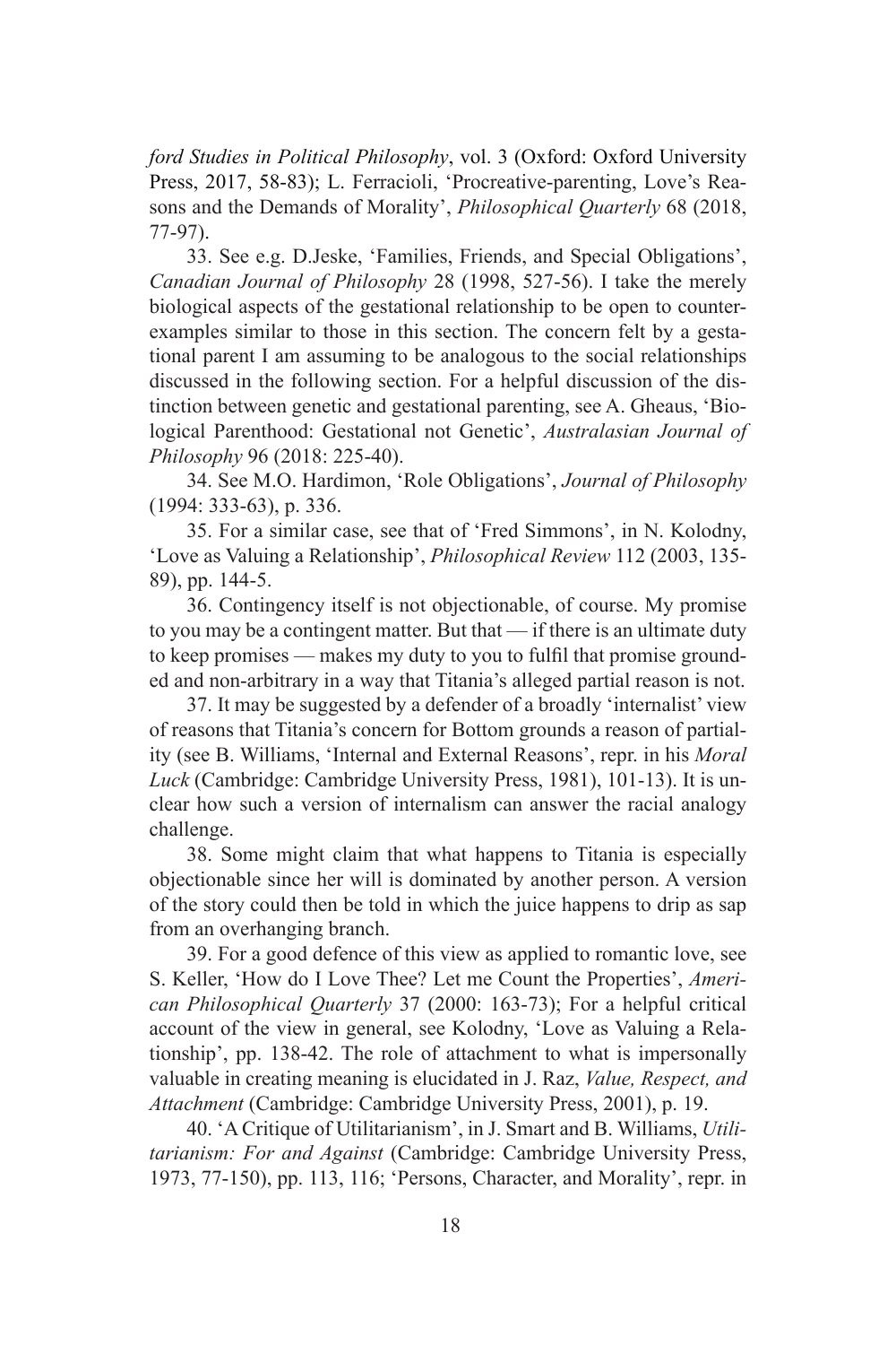*ford Studies in Political Philosophy*, vol. 3 (Oxford: Oxford University Press, 2017, 58-83); L. Ferracioli, 'Procreative-parenting, Love's Reasons and the Demands of Morality', *Philosophical Quarterly* 68 (2018, 77-97).

33. See e.g. D.Jeske, 'Families, Friends, and Special Obligations', *Canadian Journal of Philosophy* 28 (1998, 527-56). I take the merely biological aspects of the gestational relationship to be open to counterexamples similar to those in this section. The concern felt by a gestational parent I am assuming to be analogous to the social relationships discussed in the following section. For a helpful discussion of the distinction between genetic and gestational parenting, see A. Gheaus, 'Biological Parenthood: Gestational not Genetic', *Australasian Journal of Philosophy* 96 (2018: 225-40).

34. See M.O. Hardimon, 'Role Obligations', *Journal of Philosophy* (1994: 333-63), p. 336.

35. For a similar case, see that of 'Fred Simmons', in N. Kolodny, 'Love as Valuing a Relationship', *Philosophical Review* 112 (2003, 135-89), pp. 144-5.

36. Contingency itself is not objectionable, of course. My promise to you may be a contingent matter. But that — if there is an ultimate duty to keep promises — makes my duty to you to fulfil that promise grounded and non-arbitrary in a way that Titania's alleged partial reason is not.

37. It may be suggested by a defender of a broadly 'internalist' view of reasons that Titania's concern for Bottom grounds a reason of partiality (see B. Williams, 'Internal and External Reasons', repr. in his *Moral Luck* (Cambridge: Cambridge University Press, 1981), 101-13). It is unclear how such a version of internalism can answer the racial analogy challenge.

38. Some might claim that what happens to Titania is especially objectionable since her will is dominated by another person. A version of the story could then be told in which the juice happens to drip as sap from an overhanging branch.

39. For a good defence of this view as applied to romantic love, see S. Keller, 'How do I Love Thee? Let me Count the Properties', *American Philosophical Quarterly* 37 (2000: 163-73); For a helpful critical account of the view in general, see Kolodny, 'Love as Valuing a Relationship', pp. 138-42. The role of attachment to what is impersonally valuable in creating meaning is elucidated in J. Raz, *Value, Respect, and Attachment* (Cambridge: Cambridge University Press, 2001), p. 19.

40. 'A Critique of Utilitarianism', in J. Smart and B. Williams, *Utilitarianism: For and Against* (Cambridge: Cambridge University Press, 1973, 77-150), pp. 113, 116; 'Persons, Character, and Morality', repr. in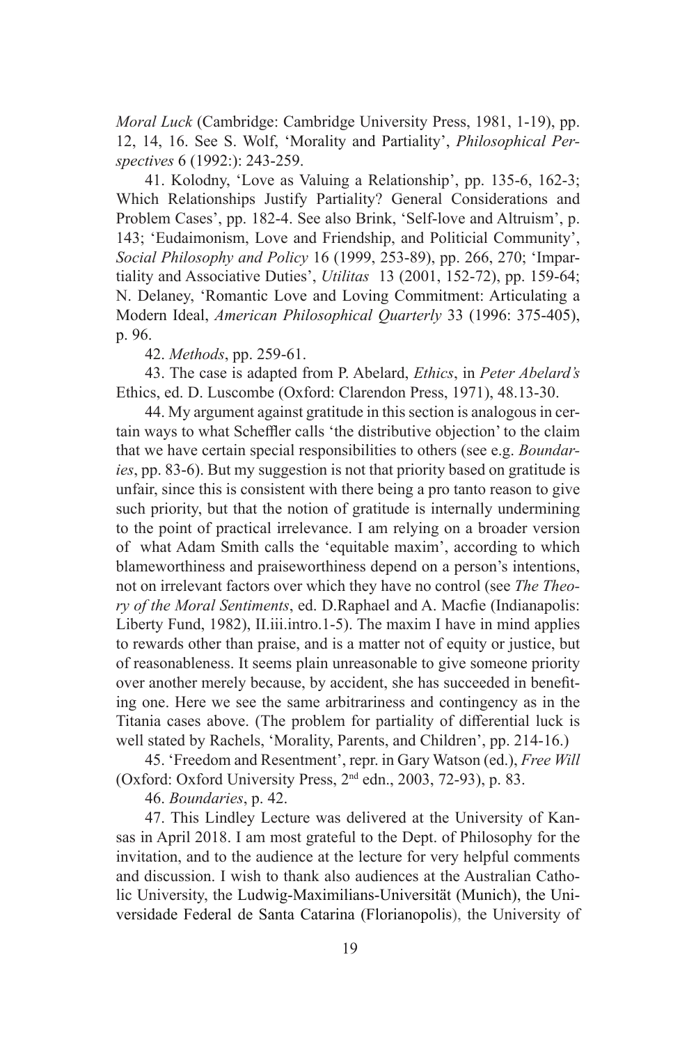*Moral Luck* (Cambridge: Cambridge University Press, 1981, 1-19), pp. 12, 14, 16. See S. Wolf, 'Morality and Partiality', *Philosophical Perspectives* 6 (1992:): 243-259.

41. Kolodny, 'Love as Valuing a Relationship', pp. 135-6, 162-3; Which Relationships Justify Partiality? General Considerations and Problem Cases', pp. 182-4. See also Brink, 'Self-love and Altruism', p. 143; 'Eudaimonism, Love and Friendship, and Politicial Community', *Social Philosophy and Policy* 16 (1999, 253-89), pp. 266, 270; 'Impartiality and Associative Duties', *Utilitas* 13 (2001, 152-72), pp. 159-64; N. Delaney, 'Romantic Love and Loving Commitment: Articulating a Modern Ideal, *American Philosophical Quarterly* 33 (1996: 375-405), p. 96.

42. *Methods*, pp. 259-61.

43. The case is adapted from P. Abelard, *Ethics*, in *Peter Abelard's* Ethics, ed. D. Luscombe (Oxford: Clarendon Press, 1971), 48.13-30.

44. My argument against gratitude in this section is analogous in certain ways to what Scheffler calls 'the distributive objection' to the claim that we have certain special responsibilities to others (see e.g. *Boundaries*, pp. 83-6). But my suggestion is not that priority based on gratitude is unfair, since this is consistent with there being a pro tanto reason to give such priority, but that the notion of gratitude is internally undermining to the point of practical irrelevance. I am relying on a broader version of what Adam Smith calls the 'equitable maxim', according to which blameworthiness and praiseworthiness depend on a person's intentions, not on irrelevant factors over which they have no control (see *The Theory of the Moral Sentiments*, ed. D.Raphael and A. Macfie (Indianapolis: Liberty Fund, 1982), II.iii.intro.1-5). The maxim I have in mind applies to rewards other than praise, and is a matter not of equity or justice, but of reasonableness. It seems plain unreasonable to give someone priority over another merely because, by accident, she has succeeded in benefiting one. Here we see the same arbitrariness and contingency as in the Titania cases above. (The problem for partiality of differential luck is well stated by Rachels, 'Morality, Parents, and Children', pp. 214-16.)

45. 'Freedom and Resentment', repr. in Gary Watson (ed.), *Free Will* (Oxford: Oxford University Press, 2nd edn., 2003, 72-93), p. 83.

46. *Boundaries*, p. 42.

47. This Lindley Lecture was delivered at the University of Kansas in April 2018. I am most grateful to the Dept. of Philosophy for the invitation, and to the audience at the lecture for very helpful comments and discussion. I wish to thank also audiences at the Australian Catholic University, the Ludwig-Maximilians-Universität (Munich), the Universidade Federal de Santa Catarina (Florianopolis), the University of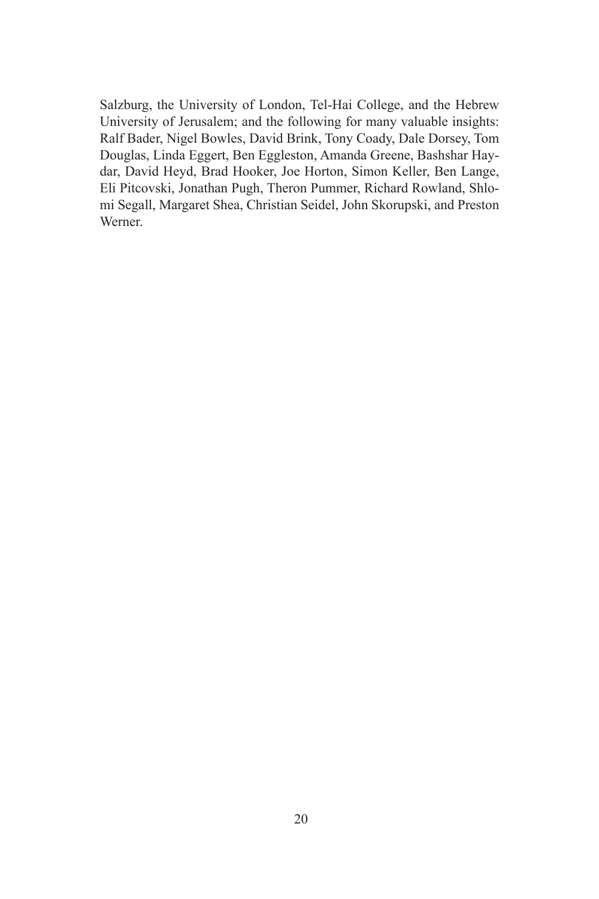Salzburg, the University of London, Tel-Hai College, and the Hebrew University of Jerusalem; and the following for many valuable insights: Ralf Bader, Nigel Bowles, David Brink, Tony Coady, Dale Dorsey, Tom Douglas, Linda Eggert, Ben Eggleston, Amanda Greene, Bashshar Haydar, David Heyd, Brad Hooker, Joe Horton, Simon Keller, Ben Lange, Eli Pitcovski, Jonathan Pugh, Theron Pummer, Richard Rowland, Shlomi Segall, Margaret Shea, Christian Seidel, John Skorupski, and Preston Werner.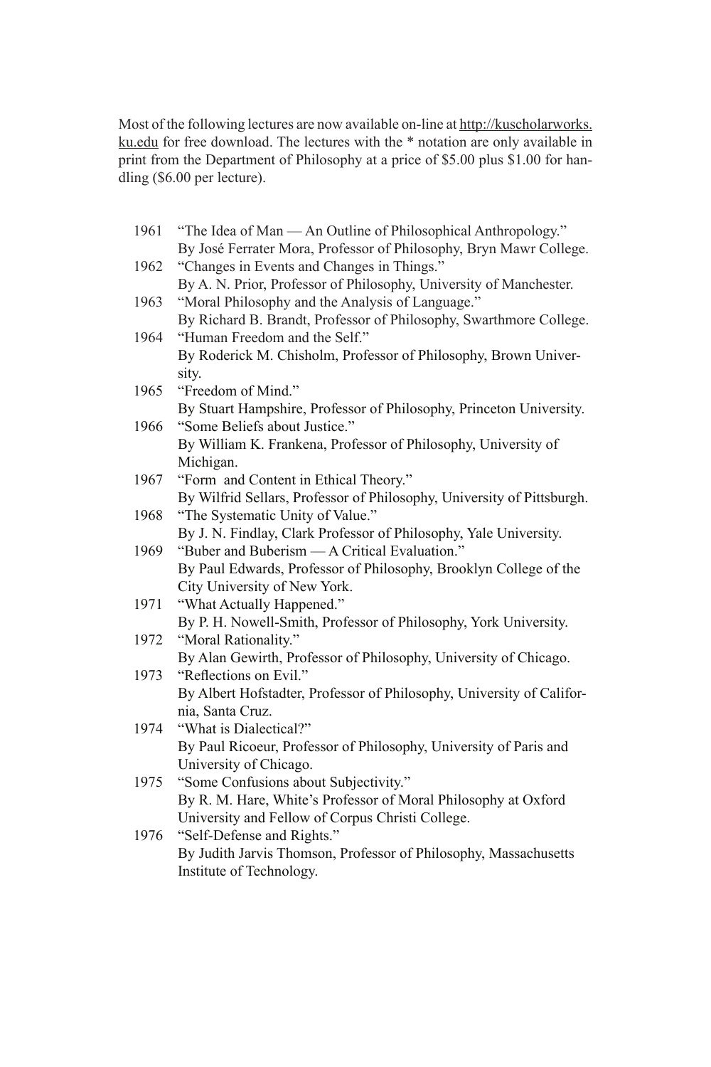Most of the following lectures are now available on-line at http://kuscholarworks.ku.edu for free download. The lectures with the * notation are only available in print from the Department of Philosophy at a price of $5.00 plus $1.00 for handling ($6.00 per lecture).

1961 "The Idea of Man — An Outline of Philosophical Anthropology."
By José Ferrater Mora, Professor of Philosophy, Bryn Mawr College.

1962 "Changes in Events and Changes in Things."
By A. N. Prior, Professor of Philosophy, University of Manchester.

1963 "Moral Philosophy and the Analysis of Language."
By Richard B. Brandt, Professor of Philosophy, Swarthmore College.

1964 "Human Freedom and the Self."
By Roderick M. Chisholm, Professor of Philosophy, Brown University.

1965 "Freedom of Mind."
By Stuart Hampshire, Professor of Philosophy, Princeton University.

1966 "Some Beliefs about Justice."
By William K. Frankena, Professor of Philosophy, University of Michigan.

1967 "Form and Content in Ethical Theory."
By Wilfrid Sellars, Professor of Philosophy, University of Pittsburgh.

1968 "The Systematic Unity of Value."
By J. N. Findlay, Clark Professor of Philosophy, Yale University.

1969 "Buber and Buberism — A Critical Evaluation."
By Paul Edwards, Professor of Philosophy, Brooklyn College of the City University of New York.

1971 "What Actually Happened."
By P. H. Nowell-Smith, Professor of Philosophy, York University.

1972 "Moral Rationality."
By Alan Gewirth, Professor of Philosophy, University of Chicago.

1973 "Reflections on Evil."
By Albert Hofstadter, Professor of Philosophy, University of California, Santa Cruz.

1974 "What is Dialectical?"
By Paul Ricoeur, Professor of Philosophy, University of Paris and University of Chicago.

1975 "Some Confusions about Subjectivity."
By R. M. Hare, White's Professor of Moral Philosophy at Oxford University and Fellow of Corpus Christi College.

1976 "Self-Defense and Rights."
By Judith Jarvis Thomson, Professor of Philosophy, Massachusetts Institute of Technology.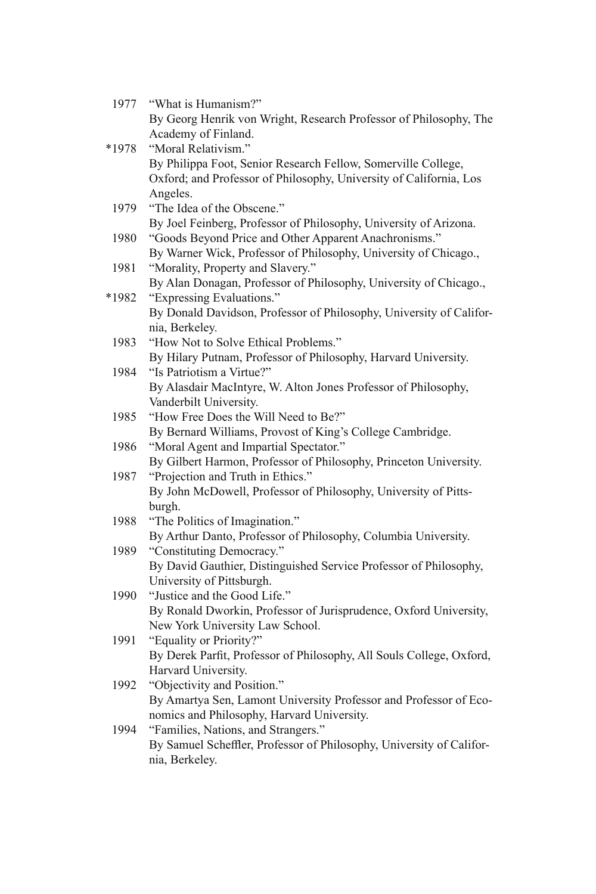1977 "What is Humanism?"
By Georg Henrik von Wright, Research Professor of Philosophy, The Academy of Finland.

*1978 "Moral Relativism."
By Philippa Foot, Senior Research Fellow, Somerville College, Oxford; and Professor of Philosophy, University of California, Los Angeles.

1979 "The Idea of the Obscene."
By Joel Feinberg, Professor of Philosophy, University of Arizona.

1980 "Goods Beyond Price and Other Apparent Anachronisms."
By Warner Wick, Professor of Philosophy, University of Chicago.,

1981 "Morality, Property and Slavery."
By Alan Donagan, Professor of Philosophy, University of Chicago.,

*1982 "Expressing Evaluations."
By Donald Davidson, Professor of Philosophy, University of California, Berkeley.

1983 "How Not to Solve Ethical Problems."
By Hilary Putnam, Professor of Philosophy, Harvard University.

1984 "Is Patriotism a Virtue?"
By Alasdair MacIntyre, W. Alton Jones Professor of Philosophy, Vanderbilt University.

1985 "How Free Does the Will Need to Be?"
By Bernard Williams, Provost of King's College Cambridge.

1986 "Moral Agent and Impartial Spectator."
By Gilbert Harmon, Professor of Philosophy, Princeton University.

1987 "Projection and Truth in Ethics."
By John McDowell, Professor of Philosophy, University of Pittsburgh.

1988 "The Politics of Imagination."
By Arthur Danto, Professor of Philosophy, Columbia University.

1989 "Constituting Democracy."
By David Gauthier, Distinguished Service Professor of Philosophy, University of Pittsburgh.

1990 "Justice and the Good Life."
By Ronald Dworkin, Professor of Jurisprudence, Oxford University, New York University Law School.

1991 "Equality or Priority?"
By Derek Parfit, Professor of Philosophy, All Souls College, Oxford, Harvard University.

1992 "Objectivity and Position."
By Amartya Sen, Lamont University Professor and Professor of Economics and Philosophy, Harvard University.

1994 "Families, Nations, and Strangers."
By Samuel Scheffler, Professor of Philosophy, University of California, Berkeley.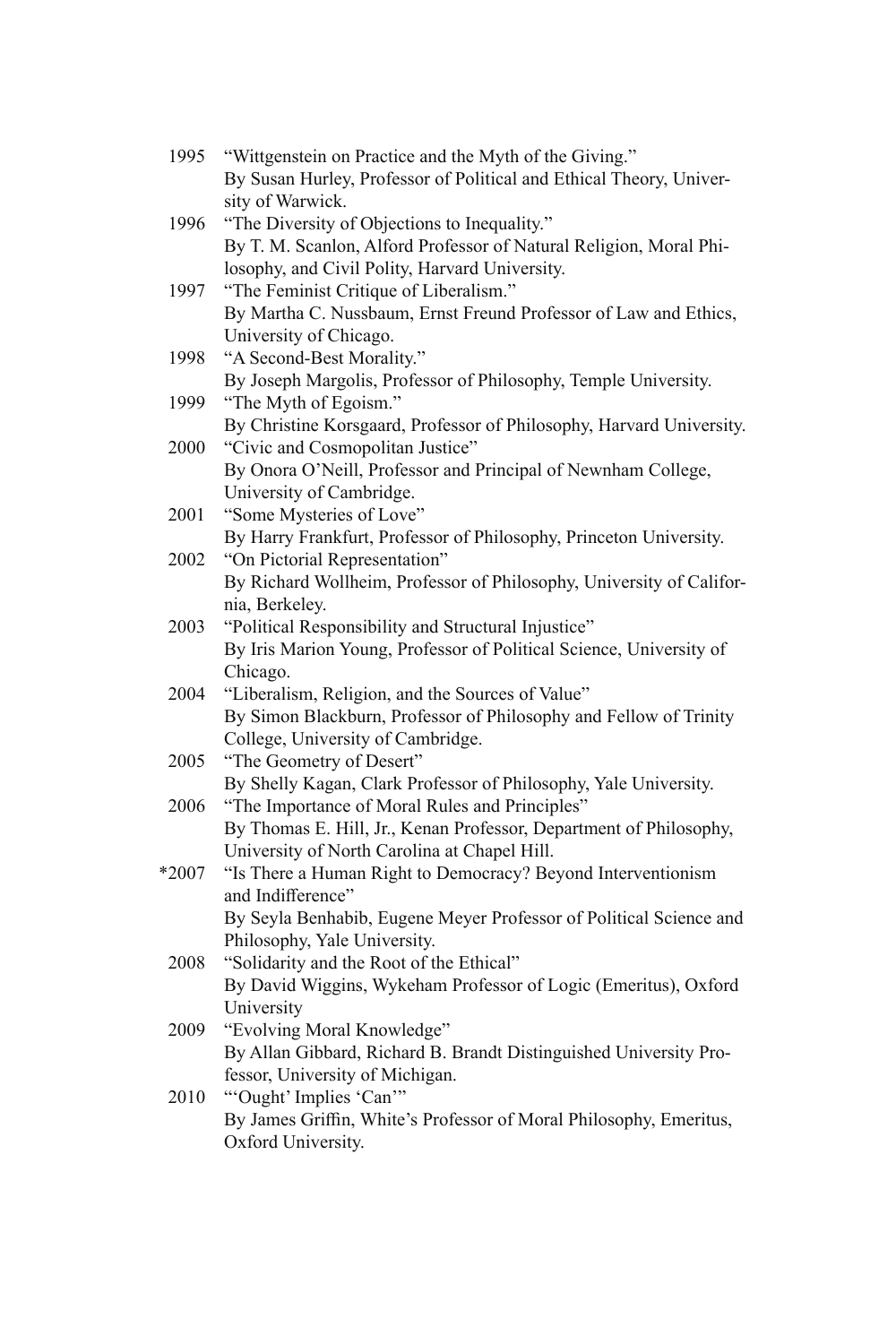1995 "Wittgenstein on Practice and the Myth of the Giving."
By Susan Hurley, Professor of Political and Ethical Theory, University of Warwick.

1996 "The Diversity of Objections to Inequality."
By T. M. Scanlon, Alford Professor of Natural Religion, Moral Philosophy, and Civil Polity, Harvard University.

1997 "The Feminist Critique of Liberalism."
By Martha C. Nussbaum, Ernst Freund Professor of Law and Ethics, University of Chicago.

1998 "A Second-Best Morality."
By Joseph Margolis, Professor of Philosophy, Temple University.

1999 "The Myth of Egoism."
By Christine Korsgaard, Professor of Philosophy, Harvard University.

2000 "Civic and Cosmopolitan Justice"
By Onora O'Neill, Professor and Principal of Newnham College, University of Cambridge.

2001 "Some Mysteries of Love"
By Harry Frankfurt, Professor of Philosophy, Princeton University.

2002 "On Pictorial Representation"
By Richard Wollheim, Professor of Philosophy, University of California, Berkeley.

2003 "Political Responsibility and Structural Injustice"
By Iris Marion Young, Professor of Political Science, University of Chicago.

2004 "Liberalism, Religion, and the Sources of Value"
By Simon Blackburn, Professor of Philosophy and Fellow of Trinity College, University of Cambridge.

2005 "The Geometry of Desert"
By Shelly Kagan, Clark Professor of Philosophy, Yale University.

2006 "The Importance of Moral Rules and Principles"
By Thomas E. Hill, Jr., Kenan Professor, Department of Philosophy, University of North Carolina at Chapel Hill.

*2007 "Is There a Human Right to Democracy? Beyond Interventionism and Indifference"
By Seyla Benhabib, Eugene Meyer Professor of Political Science and Philosophy, Yale University.

2008 "Solidarity and the Root of the Ethical"
By David Wiggins, Wykeham Professor of Logic (Emeritus), Oxford University

2009 "Evolving Moral Knowledge"
By Allan Gibbard, Richard B. Brandt Distinguished University Professor, University of Michigan.

2010 "'Ought' Implies 'Can'"
By James Griffin, White's Professor of Moral Philosophy, Emeritus, Oxford University.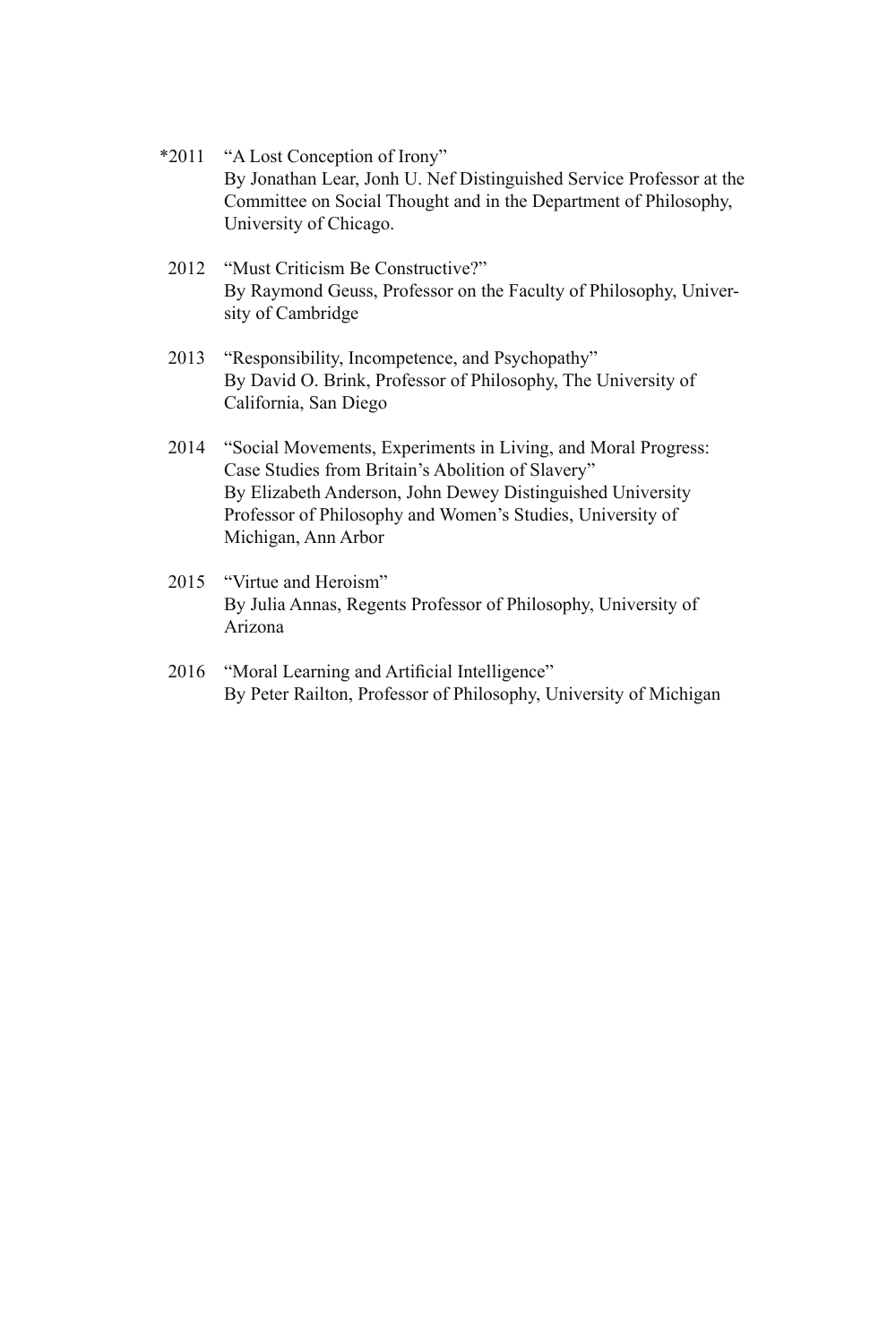*2011 "A Lost Conception of Irony"
By Jonathan Lear, Jonh U. Nef Distinguished Service Professor at the Committee on Social Thought and in the Department of Philosophy, University of Chicago.

2012 "Must Criticism Be Constructive?"
By Raymond Geuss, Professor on the Faculty of Philosophy, University of Cambridge

2013 "Responsibility, Incompetence, and Psychopathy"
By David O. Brink, Professor of Philosophy, The University of California, San Diego

2014 "Social Movements, Experiments in Living, and Moral Progress: Case Studies from Britain's Abolition of Slavery"
By Elizabeth Anderson, John Dewey Distinguished University Professor of Philosophy and Women's Studies, University of Michigan, Ann Arbor

2015 "Virtue and Heroism"
By Julia Annas, Regents Professor of Philosophy, University of Arizona

2016 "Moral Learning and Artificial Intelligence"
By Peter Railton, Professor of Philosophy, University of Michigan